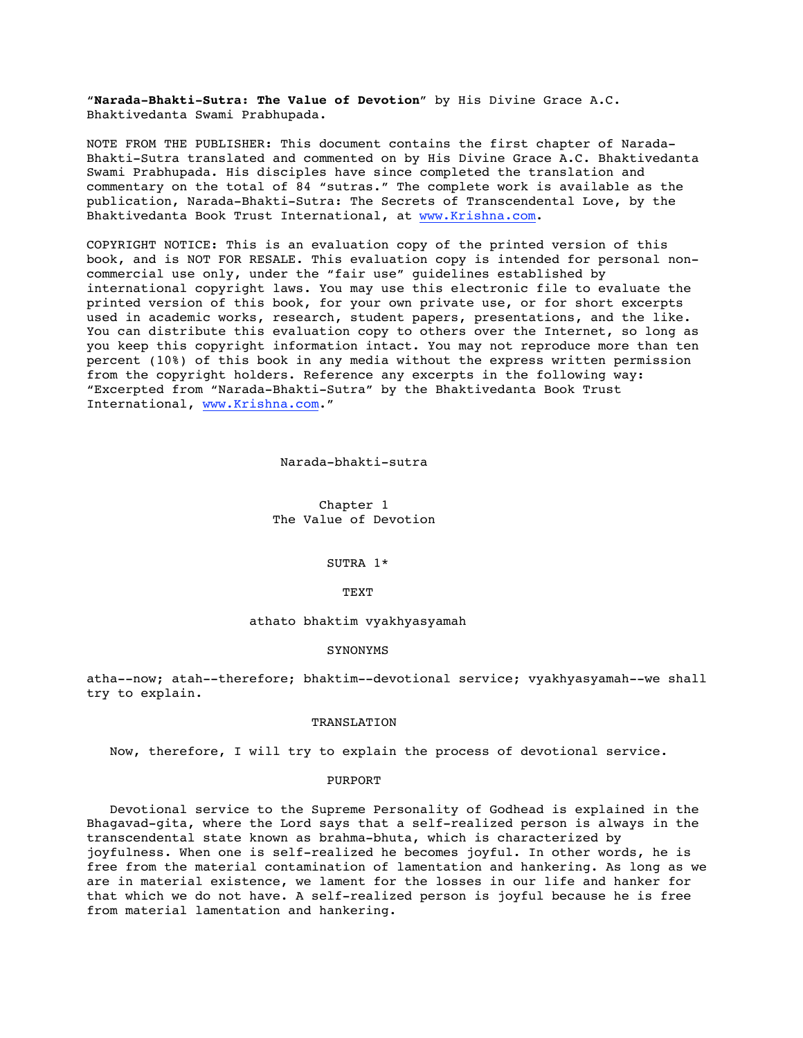"**Narada-Bhakti-Sutra: The Value of Devotion**" by His Divine Grace A.C. Bhaktivedanta Swami Prabhupada.

NOTE FROM THE PUBLISHER: This document contains the first chapter of Narada-Bhakti-Sutra translated and commented on by His Divine Grace A.C. Bhaktivedanta Swami Prabhupada. His disciples have since completed the translation and commentary on the total of 84 "sutras." The complete work is available as the publication, Narada-Bhakti-Sutra: The Secrets of Transcendental Love, by the Bhaktivedanta Book Trust International, at www.Krishna.com.

COPYRIGHT NOTICE: This is an evaluation copy of the printed version of this book, and is NOT FOR RESALE. This evaluation copy is intended for personal non-commercial use only, under the "fair use" guidelines established by international copyright laws. You may use this electronic file to evaluate the printed version of this book, for your own private use, or for short excerpts used in academic works, research, student papers, presentations, and the like. You can distribute this evaluation copy to others over the Internet, so long as you keep this copyright information intact. You may not reproduce more than ten percent (10%) of this book in any media without the express written permission from the copyright holders. Reference any excerpts in the following way: "Excerpted from "Narada-Bhakti-Sutra" by the Bhaktivedanta Book Trust International, www.Krishna.com."

# Narada-bhakti-sutra

## Chapter 1
## The Value of Devotion

### SUTRA 1*

#### TEXT

athato bhaktim vyakhyasyamah

#### SYNONYMS

atha--now; atah--therefore; bhaktim--devotional service; vyakhyasyamah--we shall try to explain.

#### TRANSLATION

Now, therefore, I will try to explain the process of devotional service.

#### PURPORT

Devotional service to the Supreme Personality of Godhead is explained in the Bhagavad-gita, where the Lord says that a self-realized person is always in the transcendental state known as brahma-bhuta, which is characterized by joyfulness. When one is self-realized he becomes joyful. In other words, he is free from the material contamination of lamentation and hankering. As long as we are in material existence, we lament for the losses in our life and hanker for that which we do not have. A self-realized person is joyful because he is free from material lamentation and hankering.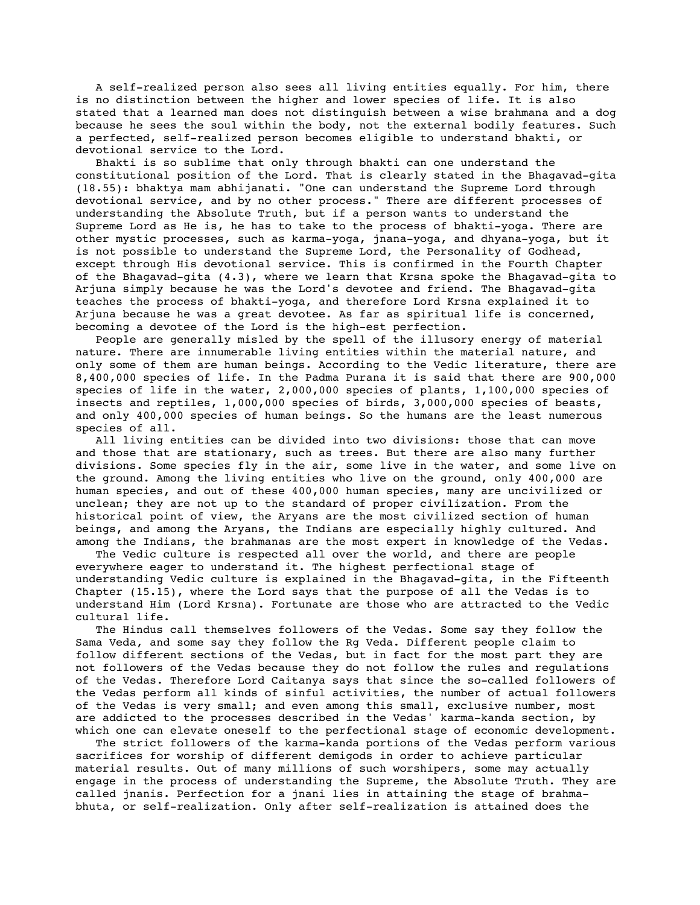A self-realized person also sees all living entities equally. For him, there is no distinction between the higher and lower species of life. It is also stated that a learned man does not distinguish between a wise brahmana and a dog because he sees the soul within the body, not the external bodily features. Such a perfected, self-realized person becomes eligible to understand bhakti, or devotional service to the Lord.

Bhakti is so sublime that only through bhakti can one understand the constitutional position of the Lord. That is clearly stated in the Bhagavad-gita (18.55): bhaktya mam abhijanati. "One can understand the Supreme Lord through devotional service, and by no other process." There are different processes of understanding the Absolute Truth, but if a person wants to understand the Supreme Lord as He is, he has to take to the process of bhakti-yoga. There are other mystic processes, such as karma-yoga, jnana-yoga, and dhyana-yoga, but it is not possible to understand the Supreme Lord, the Personality of Godhead, except through His devotional service. This is confirmed in the Fourth Chapter of the Bhagavad-gita (4.3), where we learn that Krsna spoke the Bhagavad-gita to Arjuna simply because he was the Lord's devotee and friend. The Bhagavad-gita teaches the process of bhakti-yoga, and therefore Lord Krsna explained it to Arjuna because he was a great devotee. As far as spiritual life is concerned, becoming a devotee of the Lord is the high-est perfection.

People are generally misled by the spell of the illusory energy of material nature. There are innumerable living entities within the material nature, and only some of them are human beings. According to the Vedic literature, there are 8,400,000 species of life. In the Padma Purana it is said that there are 900,000 species of life in the water, 2,000,000 species of plants, 1,100,000 species of insects and reptiles, 1,000,000 species of birds, 3,000,000 species of beasts, and only 400,000 species of human beings. So the humans are the least numerous species of all.

All living entities can be divided into two divisions: those that can move and those that are stationary, such as trees. But there are also many further divisions. Some species fly in the air, some live in the water, and some live on the ground. Among the living entities who live on the ground, only 400,000 are human species, and out of these 400,000 human species, many are uncivilized or unclean; they are not up to the standard of proper civilization. From the historical point of view, the Aryans are the most civilized section of human beings, and among the Aryans, the Indians are especially highly cultured. And among the Indians, the brahmanas are the most expert in knowledge of the Vedas.

The Vedic culture is respected all over the world, and there are people everywhere eager to understand it. The highest perfectional stage of understanding Vedic culture is explained in the Bhagavad-gita, in the Fifteenth Chapter (15.15), where the Lord says that the purpose of all the Vedas is to understand Him (Lord Krsna). Fortunate are those who are attracted to the Vedic cultural life.

The Hindus call themselves followers of the Vedas. Some say they follow the Sama Veda, and some say they follow the Rg Veda. Different people claim to follow different sections of the Vedas, but in fact for the most part they are not followers of the Vedas because they do not follow the rules and regulations of the Vedas. Therefore Lord Caitanya says that since the so-called followers of the Vedas perform all kinds of sinful activities, the number of actual followers of the Vedas is very small; and even among this small, exclusive number, most are addicted to the processes described in the Vedas' karma-kanda section, by which one can elevate oneself to the perfectional stage of economic development.

The strict followers of the karma-kanda portions of the Vedas perform various sacrifices for worship of different demigods in order to achieve particular material results. Out of many millions of such worshipers, some may actually engage in the process of understanding the Supreme, the Absolute Truth. They are called jnanis. Perfection for a jnani lies in attaining the stage of brahma-bhuta, or self-realization. Only after self-realization is attained does the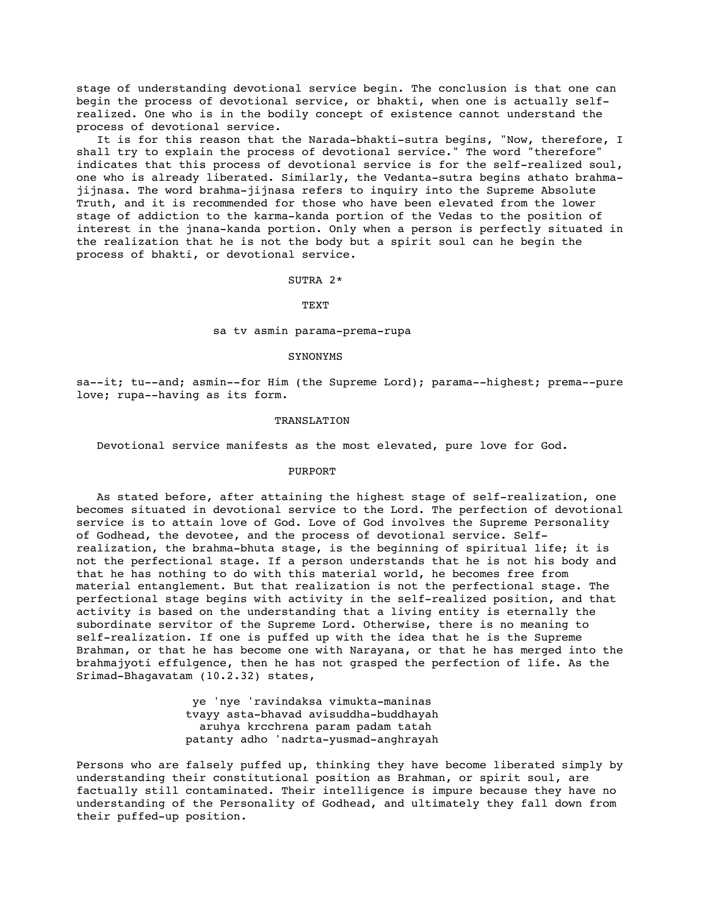stage of understanding devotional service begin. The conclusion is that one can begin the process of devotional service, or bhakti, when one is actually self-realized. One who is in the bodily concept of existence cannot understand the process of devotional service.

It is for this reason that the Narada-bhakti-sutra begins, "Now, therefore, I shall try to explain the process of devotional service." The word "therefore" indicates that this process of devotional service is for the self-realized soul, one who is already liberated. Similarly, the Vedanta-sutra begins athato brahma-jijnasa. The word brahma-jijnasa refers to inquiry into the Supreme Absolute Truth, and it is recommended for those who have been elevated from the lower stage of addiction to the karma-kanda portion of the Vedas to the position of interest in the jnana-kanda portion. Only when a person is perfectly situated in the realization that he is not the body but a spirit soul can he begin the process of bhakti, or devotional service.

## SUTRA 2*

### TEXT

sa tv asmin parama-prema-rupa

### SYNONYMS

sa--it; tu--and; asmin--for Him (the Supreme Lord); parama--highest; prema--pure love; rupa--having as its form.

### TRANSLATION

Devotional service manifests as the most elevated, pure love for God.

### PURPORT

As stated before, after attaining the highest stage of self-realization, one becomes situated in devotional service to the Lord. The perfection of devotional service is to attain love of God. Love of God involves the Supreme Personality of Godhead, the devotee, and the process of devotional service. Self-realization, the brahma-bhuta stage, is the beginning of spiritual life; it is not the perfectional stage. If a person understands that he is not his body and that he has nothing to do with this material world, he becomes free from material entanglement. But that realization is not the perfectional stage. The perfectional stage begins with activity in the self-realized position, and that activity is based on the understanding that a living entity is eternally the subordinate servitor of the Supreme Lord. Otherwise, there is no meaning to self-realization. If one is puffed up with the idea that he is the Supreme Brahman, or that he has become one with Narayana, or that he has merged into the brahmajyoti effulgence, then he has not grasped the perfection of life. As the Srimad-Bhagavatam (10.2.32) states,

> ye 'nye 'ravindaksa vimukta-maninas
> tvayy asta-bhavad avisuddha-buddhayah
> aruhya krcchrena param padam tatah
> patanty adho 'nadrta-yusmad-anghrayah

Persons who are falsely puffed up, thinking they have become liberated simply by understanding their constitutional position as Brahman, or spirit soul, are factually still contaminated. Their intelligence is impure because they have no understanding of the Personality of Godhead, and ultimately they fall down from their puffed-up position.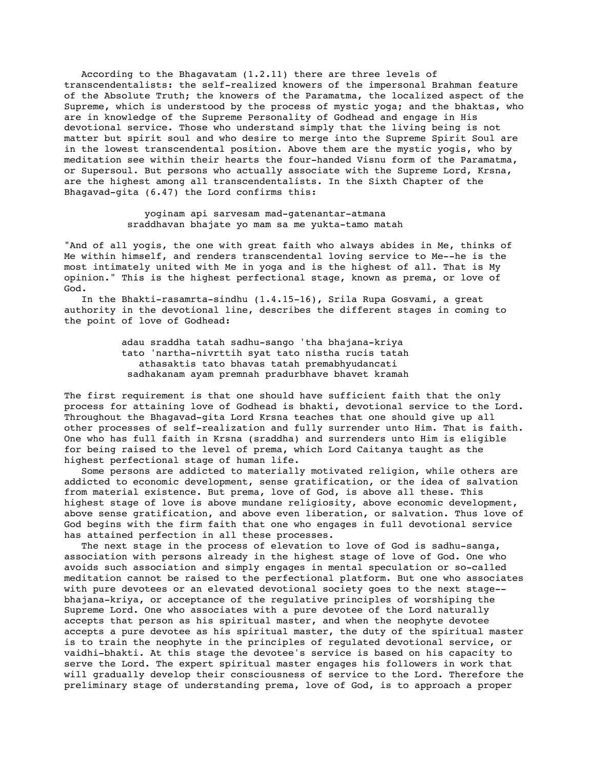According to the Bhagavatam (1.2.11) there are three levels of transcendentalists: the self-realized knowers of the impersonal Brahman feature of the Absolute Truth; the knowers of the Paramatma, the localized aspect of the Supreme, which is understood by the process of mystic yoga; and the bhaktas, who are in knowledge of the Supreme Personality of Godhead and engage in His devotional service. Those who understand simply that the living being is not matter but spirit soul and who desire to merge into the Supreme Spirit Soul are in the lowest transcendental position. Above them are the mystic yogis, who by meditation see within their hearts the four-handed Visnu form of the Paramatma, or Supersoul. But persons who actually associate with the Supreme Lord, Krsna, are the highest among all transcendentalists. In the Sixth Chapter of the Bhagavad-gita (6.47) the Lord confirms this:

> yoginam api sarvesam mad-gatenantar-atmana
> sraddhavan bhajate yo mam sa me yukta-tamo matah

"And of all yogis, the one with great faith who always abides in Me, thinks of Me within himself, and renders transcendental loving service to Me--he is the most intimately united with Me in yoga and is the highest of all. That is My opinion." This is the highest perfectional stage, known as prema, or love of God.

In the Bhakti-rasamrta-sindhu (1.4.15-16), Srila Rupa Gosvami, a great authority in the devotional line, describes the different stages in coming to the point of love of Godhead:

> adau sraddha tatah sadhu-sango 'tha bhajana-kriya
> tato 'nartha-nivrttih syat tato nistha rucis tatah
> athasaktis tato bhavas tatah premabhyudancati
> sadhakanam ayam premnah pradurbhave bhavet kramah

The first requirement is that one should have sufficient faith that the only process for attaining love of Godhead is bhakti, devotional service to the Lord. Throughout the Bhagavad-gita Lord Krsna teaches that one should give up all other processes of self-realization and fully surrender unto Him. That is faith. One who has full faith in Krsna (sraddha) and surrenders unto Him is eligible for being raised to the level of prema, which Lord Caitanya taught as the highest perfectional stage of human life.

Some persons are addicted to materially motivated religion, while others are addicted to economic development, sense gratification, or the idea of salvation from material existence. But prema, love of God, is above all these. This highest stage of love is above mundane religiosity, above economic development, above sense gratification, and above even liberation, or salvation. Thus love of God begins with the firm faith that one who engages in full devotional service has attained perfection in all these processes.

The next stage in the process of elevation to love of God is sadhu-sanga, association with persons already in the highest stage of love of God. One who avoids such association and simply engages in mental speculation or so-called meditation cannot be raised to the perfectional platform. But one who associates with pure devotees or an elevated devotional society goes to the next stage--bhajana-kriya, or acceptance of the regulative principles of worshiping the Supreme Lord. One who associates with a pure devotee of the Lord naturally accepts that person as his spiritual master, and when the neophyte devotee accepts a pure devotee as his spiritual master, the duty of the spiritual master is to train the neophyte in the principles of regulated devotional service, or vaidhi-bhakti. At this stage the devotee's service is based on his capacity to serve the Lord. The expert spiritual master engages his followers in work that will gradually develop their consciousness of service to the Lord. Therefore the preliminary stage of understanding prema, love of God, is to approach a proper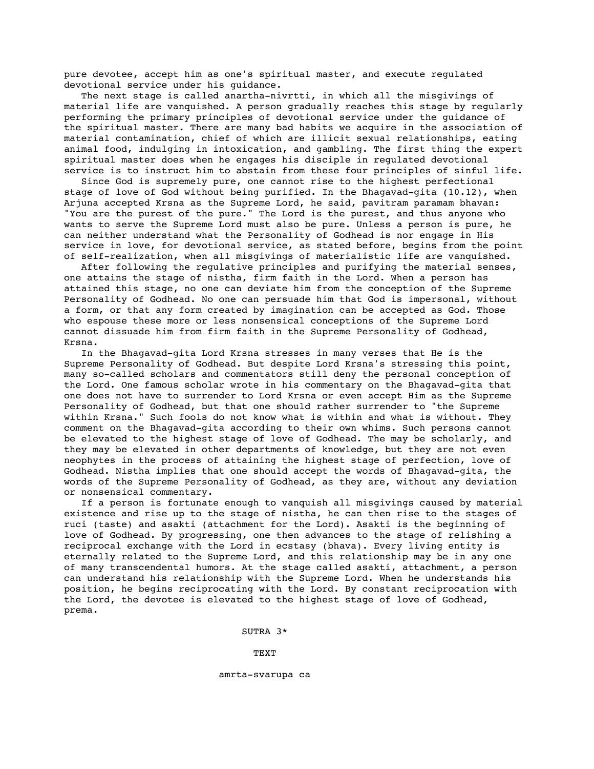pure devotee, accept him as one's spiritual master, and execute regulated devotional service under his guidance.

The next stage is called anartha-nivrtti, in which all the misgivings of material life are vanquished. A person gradually reaches this stage by regularly performing the primary principles of devotional service under the guidance of the spiritual master. There are many bad habits we acquire in the association of material contamination, chief of which are illicit sexual relationships, eating animal food, indulging in intoxication, and gambling. The first thing the expert spiritual master does when he engages his disciple in regulated devotional service is to instruct him to abstain from these four principles of sinful life.

Since God is supremely pure, one cannot rise to the highest perfectional stage of love of God without being purified. In the Bhagavad-gita (10.12), when Arjuna accepted Krsna as the Supreme Lord, he said, pavitram paramam bhavan: "You are the purest of the pure." The Lord is the purest, and thus anyone who wants to serve the Supreme Lord must also be pure. Unless a person is pure, he can neither understand what the Personality of Godhead is nor engage in His service in love, for devotional service, as stated before, begins from the point of self-realization, when all misgivings of materialistic life are vanquished.

After following the regulative principles and purifying the material senses, one attains the stage of nistha, firm faith in the Lord. When a person has attained this stage, no one can deviate him from the conception of the Supreme Personality of Godhead. No one can persuade him that God is impersonal, without a form, or that any form created by imagination can be accepted as God. Those who espouse these more or less nonsensical conceptions of the Supreme Lord cannot dissuade him from firm faith in the Supreme Personality of Godhead, Krsna.

In the Bhagavad-gita Lord Krsna stresses in many verses that He is the Supreme Personality of Godhead. But despite Lord Krsna's stressing this point, many so-called scholars and commentators still deny the personal conception of the Lord. One famous scholar wrote in his commentary on the Bhagavad-gita that one does not have to surrender to Lord Krsna or even accept Him as the Supreme Personality of Godhead, but that one should rather surrender to "the Supreme within Krsna." Such fools do not know what is within and what is without. They comment on the Bhagavad-gita according to their own whims. Such persons cannot be elevated to the highest stage of love of Godhead. The may be scholarly, and they may be elevated in other departments of knowledge, but they are not even neophytes in the process of attaining the highest stage of perfection, love of Godhead. Nistha implies that one should accept the words of Bhagavad-gita, the words of the Supreme Personality of Godhead, as they are, without any deviation or nonsensical commentary.

If a person is fortunate enough to vanquish all misgivings caused by material existence and rise up to the stage of nistha, he can then rise to the stages of ruci (taste) and asakti (attachment for the Lord). Asakti is the beginning of love of Godhead. By progressing, one then advances to the stage of relishing a reciprocal exchange with the Lord in ecstasy (bhava). Every living entity is eternally related to the Supreme Lord, and this relationship may be in any one of many transcendental humors. At the stage called asakti, attachment, a person can understand his relationship with the Supreme Lord. When he understands his position, he begins reciprocating with the Lord. By constant reciprocation with the Lord, the devotee is elevated to the highest stage of love of Godhead, prema.

SUTRA 3*

TEXT

amrta-svarupa ca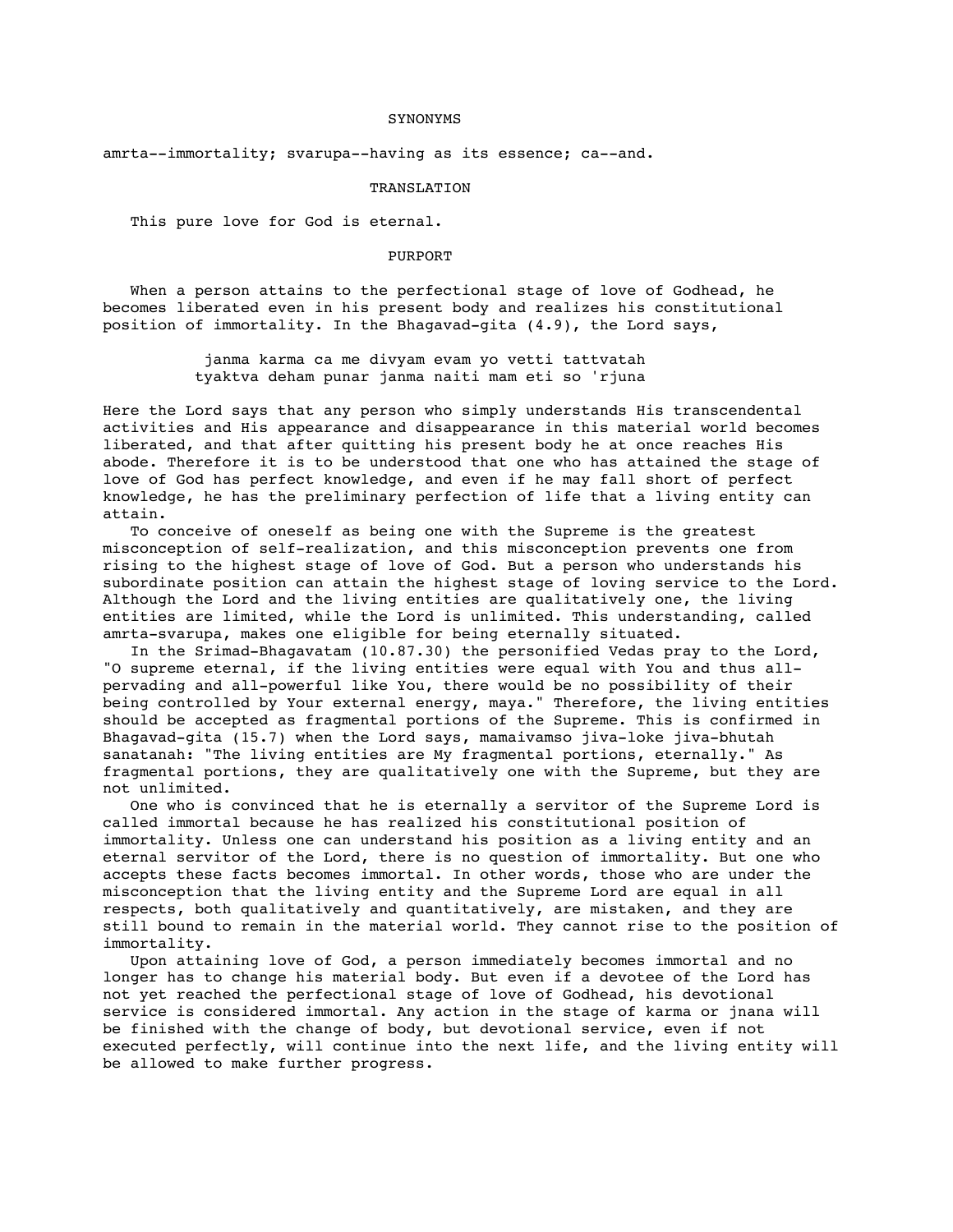### SYNONYMS

amrta--immortality; svarupa--having as its essence; ca--and.

### TRANSLATION

This pure love for God is eternal.

### PURPORT

When a person attains to the perfectional stage of love of Godhead, he becomes liberated even in his present body and realizes his constitutional position of immortality. In the Bhagavad-gita (4.9), the Lord says,

> janma karma ca me divyam evam yo vetti tattvatah
> tyaktva deham punar janma naiti mam eti so 'rjuna

Here the Lord says that any person who simply understands His transcendental activities and His appearance and disappearance in this material world becomes liberated, and that after quitting his present body he at once reaches His abode. Therefore it is to be understood that one who has attained the stage of love of God has perfect knowledge, and even if he may fall short of perfect knowledge, he has the preliminary perfection of life that a living entity can attain.

To conceive of oneself as being one with the Supreme is the greatest misconception of self-realization, and this misconception prevents one from rising to the highest stage of love of God. But a person who understands his subordinate position can attain the highest stage of loving service to the Lord. Although the Lord and the living entities are qualitatively one, the living entities are limited, while the Lord is unlimited. This understanding, called amrta-svarupa, makes one eligible for being eternally situated.

In the Srimad-Bhagavatam (10.87.30) the personified Vedas pray to the Lord, "O supreme eternal, if the living entities were equal with You and thus all-pervading and all-powerful like You, there would be no possibility of their being controlled by Your external energy, maya." Therefore, the living entities should be accepted as fragmental portions of the Supreme. This is confirmed in Bhagavad-gita (15.7) when the Lord says, mamaivamso jiva-loke jiva-bhutah sanatanah: "The living entities are My fragmental portions, eternally." As fragmental portions, they are qualitatively one with the Supreme, but they are not unlimited.

One who is convinced that he is eternally a servitor of the Supreme Lord is called immortal because he has realized his constitutional position of immortality. Unless one can understand his position as a living entity and an eternal servitor of the Lord, there is no question of immortality. But one who accepts these facts becomes immortal. In other words, those who are under the misconception that the living entity and the Supreme Lord are equal in all respects, both qualitatively and quantitatively, are mistaken, and they are still bound to remain in the material world. They cannot rise to the position of immortality.

Upon attaining love of God, a person immediately becomes immortal and no longer has to change his material body. But even if a devotee of the Lord has not yet reached the perfectional stage of love of Godhead, his devotional service is considered immortal. Any action in the stage of karma or jnana will be finished with the change of body, but devotional service, even if not executed perfectly, will continue into the next life, and the living entity will be allowed to make further progress.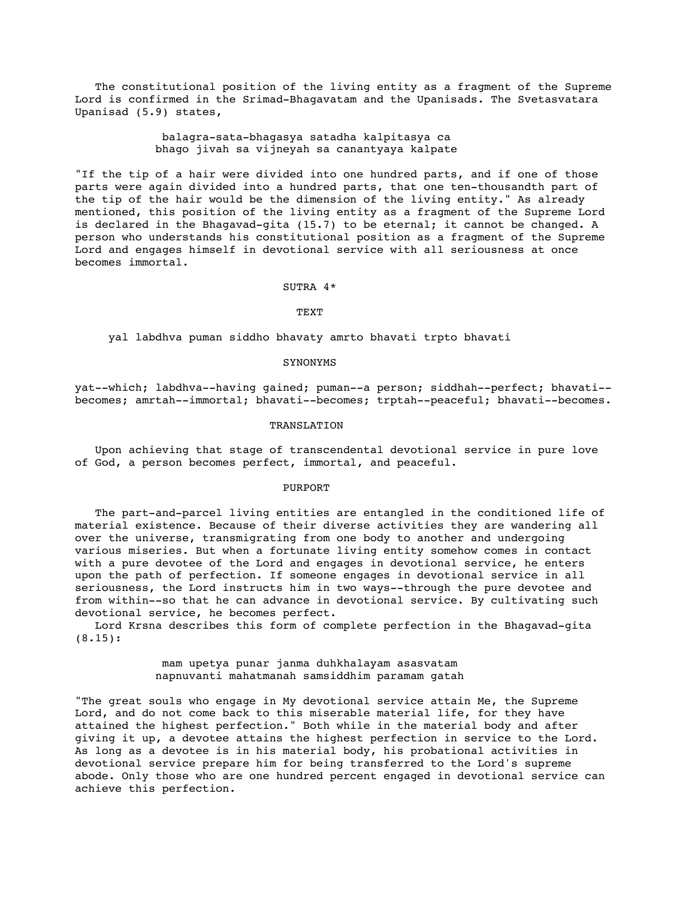The constitutional position of the living entity as a fragment of the Supreme Lord is confirmed in the Srimad-Bhagavatam and the Upanisads. The Svetasvatara Upanisad (5.9) states,

> balagra-sata-bhagasya satadha kalpitasya ca
> bhago jivah sa vijneyah sa canantyaya kalpate

"If the tip of a hair were divided into one hundred parts, and if one of those parts were again divided into a hundred parts, that one ten-thousandth part of the tip of the hair would be the dimension of the living entity." As already mentioned, this position of the living entity as a fragment of the Supreme Lord is declared in the Bhagavad-gita (15.7) to be eternal; it cannot be changed. A person who understands his constitutional position as a fragment of the Supreme Lord and engages himself in devotional service with all seriousness at once becomes immortal.

## SUTRA 4*

### TEXT

yal labdhva puman siddho bhavaty amrto bhavati trpto bhavati

### SYNONYMS

yat--which; labdhva--having gained; puman--a person; siddhah--perfect; bhavati--becomes; amrtah--immortal; bhavati--becomes; trptah--peaceful; bhavati--becomes.

### TRANSLATION

Upon achieving that stage of transcendental devotional service in pure love of God, a person becomes perfect, immortal, and peaceful.

### PURPORT

The part-and-parcel living entities are entangled in the conditioned life of material existence. Because of their diverse activities they are wandering all over the universe, transmigrating from one body to another and undergoing various miseries. But when a fortunate living entity somehow comes in contact with a pure devotee of the Lord and engages in devotional service, he enters upon the path of perfection. If someone engages in devotional service in all seriousness, the Lord instructs him in two ways--through the pure devotee and from within--so that he can advance in devotional service. By cultivating such devotional service, he becomes perfect.

Lord Krsna describes this form of complete perfection in the Bhagavad-gita (8.15):

> mam upetya punar janma duhkhalayam asasvatam
> napnuvanti mahatmanah samsiddhim paramam gatah

"The great souls who engage in My devotional service attain Me, the Supreme Lord, and do not come back to this miserable material life, for they have attained the highest perfection." Both while in the material body and after giving it up, a devotee attains the highest perfection in service to the Lord. As long as a devotee is in his material body, his probational activities in devotional service prepare him for being transferred to the Lord's supreme abode. Only those who are one hundred percent engaged in devotional service can achieve this perfection.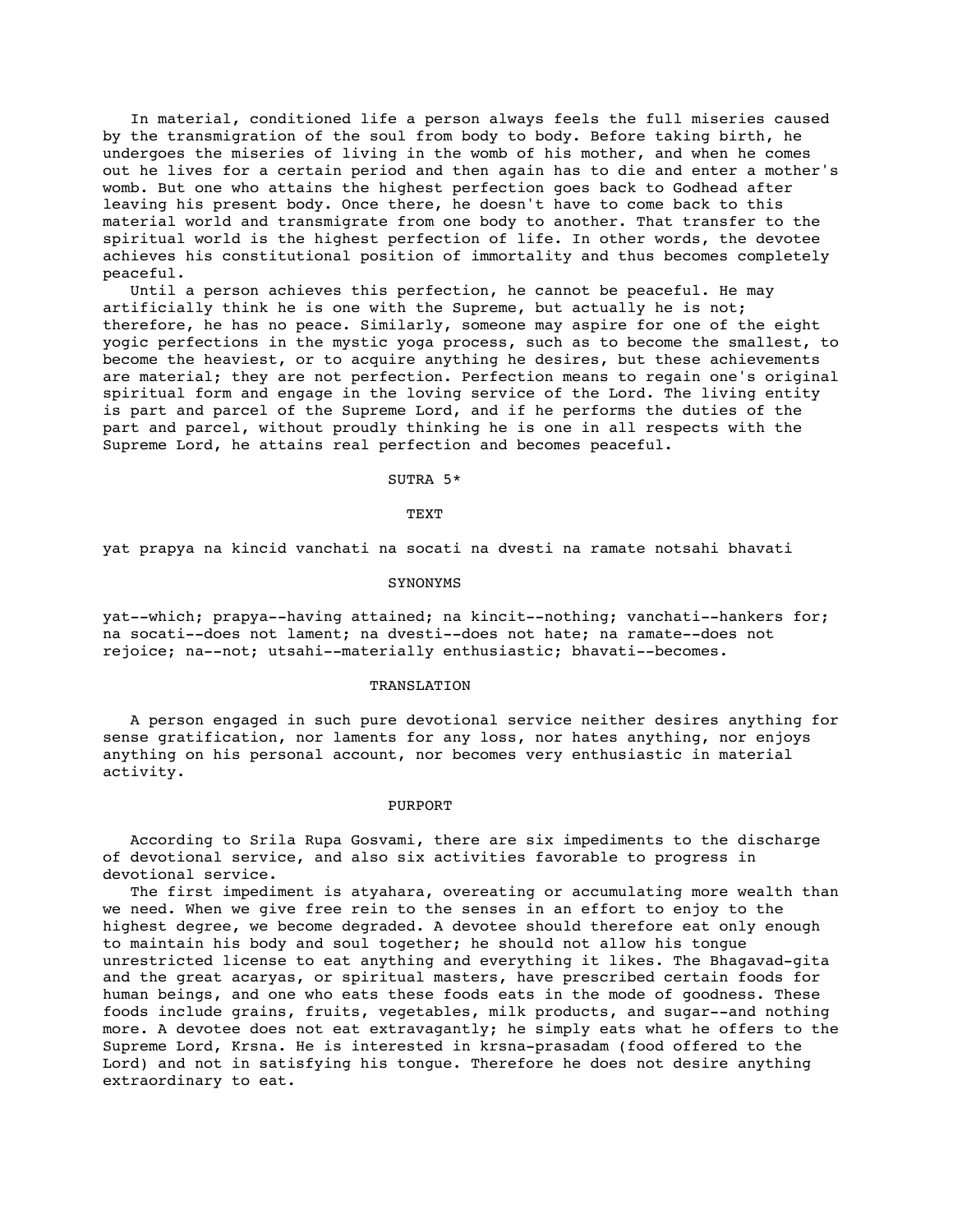In material, conditioned life a person always feels the full miseries caused by the transmigration of the soul from body to body. Before taking birth, he undergoes the miseries of living in the womb of his mother, and when he comes out he lives for a certain period and then again has to die and enter a mother's womb. But one who attains the highest perfection goes back to Godhead after leaving his present body. Once there, he doesn't have to come back to this material world and transmigrate from one body to another. That transfer to the spiritual world is the highest perfection of life. In other words, the devotee achieves his constitutional position of immortality and thus becomes completely peaceful.

Until a person achieves this perfection, he cannot be peaceful. He may artificially think he is one with the Supreme, but actually he is not; therefore, he has no peace. Similarly, someone may aspire for one of the eight yogic perfections in the mystic yoga process, such as to become the smallest, to become the heaviest, or to acquire anything he desires, but these achievements are material; they are not perfection. Perfection means to regain one's original spiritual form and engage in the loving service of the Lord. The living entity is part and parcel of the Supreme Lord, and if he performs the duties of the part and parcel, without proudly thinking he is one in all respects with the Supreme Lord, he attains real perfection and becomes peaceful.

## SUTRA 5*

### TEXT

yat prapya na kincid vanchati na socati na dvesti na ramate notsahi bhavati

### SYNONYMS

yat--which; prapya--having attained; na kincit--nothing; vanchati--hankers for; na socati--does not lament; na dvesti--does not hate; na ramate--does not rejoice; na--not; utsahi--materially enthusiastic; bhavati--becomes.

### TRANSLATION

A person engaged in such pure devotional service neither desires anything for sense gratification, nor laments for any loss, nor hates anything, nor enjoys anything on his personal account, nor becomes very enthusiastic in material activity.

### PURPORT

According to Srila Rupa Gosvami, there are six impediments to the discharge of devotional service, and also six activities favorable to progress in devotional service.

The first impediment is atyahara, overeating or accumulating more wealth than we need. When we give free rein to the senses in an effort to enjoy to the highest degree, we become degraded. A devotee should therefore eat only enough to maintain his body and soul together; he should not allow his tongue unrestricted license to eat anything and everything it likes. The Bhagavad-gita and the great acaryas, or spiritual masters, have prescribed certain foods for human beings, and one who eats these foods eats in the mode of goodness. These foods include grains, fruits, vegetables, milk products, and sugar--and nothing more. A devotee does not eat extravagantly; he simply eats what he offers to the Supreme Lord, Krsna. He is interested in krsna-prasadam (food offered to the Lord) and not in satisfying his tongue. Therefore he does not desire anything extraordinary to eat.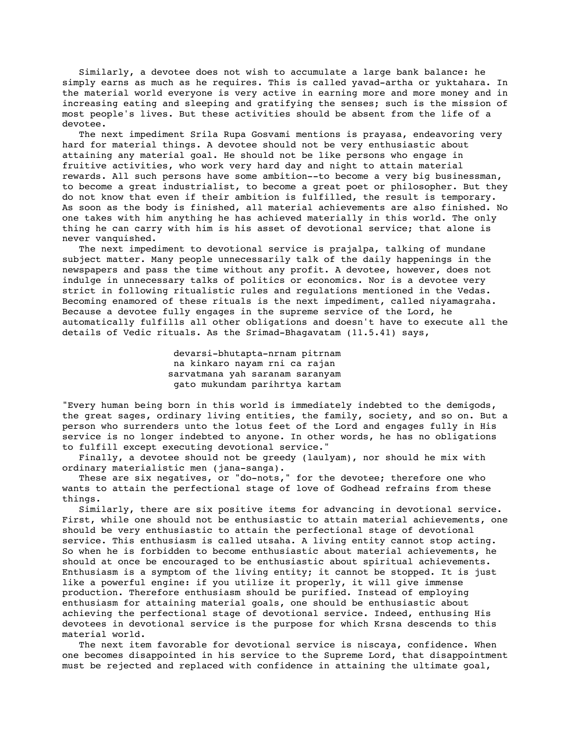Similarly, a devotee does not wish to accumulate a large bank balance: he simply earns as much as he requires. This is called yavad-artha or yuktahara. In the material world everyone is very active in earning more and more money and in increasing eating and sleeping and gratifying the senses; such is the mission of most people's lives. But these activities should be absent from the life of a devotee.

The next impediment Srila Rupa Gosvami mentions is prayasa, endeavoring very hard for material things. A devotee should not be very enthusiastic about attaining any material goal. He should not be like persons who engage in fruitive activities, who work very hard day and night to attain material rewards. All such persons have some ambition--to become a very big businessman, to become a great industrialist, to become a great poet or philosopher. But they do not know that even if their ambition is fulfilled, the result is temporary. As soon as the body is finished, all material achievements are also finished. No one takes with him anything he has achieved materially in this world. The only thing he can carry with him is his asset of devotional service; that alone is never vanquished.

The next impediment to devotional service is prajalpa, talking of mundane subject matter. Many people unnecessarily talk of the daily happenings in the newspapers and pass the time without any profit. A devotee, however, does not indulge in unnecessary talks of politics or economics. Nor is a devotee very strict in following ritualistic rules and regulations mentioned in the Vedas. Becoming enamored of these rituals is the next impediment, called niyamagraha. Because a devotee fully engages in the supreme service of the Lord, he automatically fulfills all other obligations and doesn't have to execute all the details of Vedic rituals. As the Srimad-Bhagavatam (11.5.41) says,

> devarsi-bhutapta-nrnam pitrnam
> na kinkaro nayam rni ca rajan
> sarvatmana yah saranam saranyam
> gato mukundam parihrtya kartam

"Every human being born in this world is immediately indebted to the demigods, the great sages, ordinary living entities, the family, society, and so on. But a person who surrenders unto the lotus feet of the Lord and engages fully in His service is no longer indebted to anyone. In other words, he has no obligations to fulfill except executing devotional service."

Finally, a devotee should not be greedy (laulyam), nor should he mix with ordinary materialistic men (jana-sanga).

These are six negatives, or "do-nots," for the devotee; therefore one who wants to attain the perfectional stage of love of Godhead refrains from these things.

Similarly, there are six positive items for advancing in devotional service. First, while one should not be enthusiastic to attain material achievements, one should be very enthusiastic to attain the perfectional stage of devotional service. This enthusiasm is called utsaha. A living entity cannot stop acting. So when he is forbidden to become enthusiastic about material achievements, he should at once be encouraged to be enthusiastic about spiritual achievements. Enthusiasm is a symptom of the living entity; it cannot be stopped. It is just like a powerful engine: if you utilize it properly, it will give immense production. Therefore enthusiasm should be purified. Instead of employing enthusiasm for attaining material goals, one should be enthusiastic about achieving the perfectional stage of devotional service. Indeed, enthusing His devotees in devotional service is the purpose for which Krsna descends to this material world.

The next item favorable for devotional service is niscaya, confidence. When one becomes disappointed in his service to the Supreme Lord, that disappointment must be rejected and replaced with confidence in attaining the ultimate goal,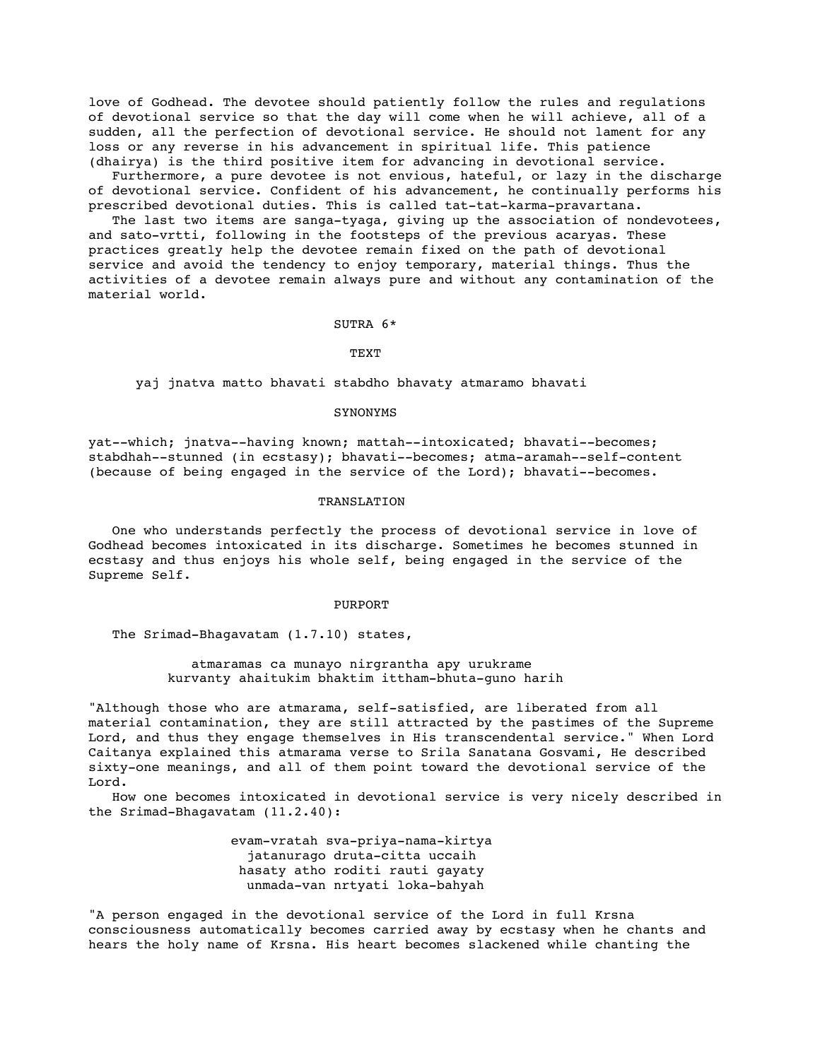love of Godhead. The devotee should patiently follow the rules and regulations of devotional service so that the day will come when he will achieve, all of a sudden, all the perfection of devotional service. He should not lament for any loss or any reverse in his advancement in spiritual life. This patience (dhairya) is the third positive item for advancing in devotional service.

Furthermore, a pure devotee is not envious, hateful, or lazy in the discharge of devotional service. Confident of his advancement, he continually performs his prescribed devotional duties. This is called tat-tat-karma-pravartana.

The last two items are sanga-tyaga, giving up the association of nondevotees, and sato-vrtti, following in the footsteps of the previous acaryas. These practices greatly help the devotee remain fixed on the path of devotional service and avoid the tendency to enjoy temporary, material things. Thus the activities of a devotee remain always pure and without any contamination of the material world.

## SUTRA 6*

### TEXT

yaj jnatva matto bhavati stabdho bhavaty atmaramo bhavati

### SYNONYMS

yat--which; jnatva--having known; mattah--intoxicated; bhavati--becomes; stabdhah--stunned (in ecstasy); bhavati--becomes; atma-aramah--self-content (because of being engaged in the service of the Lord); bhavati--becomes.

### TRANSLATION

One who understands perfectly the process of devotional service in love of Godhead becomes intoxicated in its discharge. Sometimes he becomes stunned in ecstasy and thus enjoys his whole self, being engaged in the service of the Supreme Self.

### PURPORT

The Srimad-Bhagavatam (1.7.10) states,

> atmaramas ca munayo nirgrantha apy urukrame
> kurvanty ahaitukim bhaktim ittham-bhuta-guno harih

"Although those who are atmarama, self-satisfied, are liberated from all material contamination, they are still attracted by the pastimes of the Supreme Lord, and thus they engage themselves in His transcendental service." When Lord Caitanya explained this atmarama verse to Srila Sanatana Gosvami, He described sixty-one meanings, and all of them point toward the devotional service of the Lord.

How one becomes intoxicated in devotional service is very nicely described in the Srimad-Bhagavatam (11.2.40):

> evam-vratah sva-priya-nama-kirtya
> jatanurago druta-citta uccaih
> hasaty atho roditi rauti gayaty
> unmada-van nrtyati loka-bahyah

"A person engaged in the devotional service of the Lord in full Krsna consciousness automatically becomes carried away by ecstasy when he chants and hears the holy name of Krsna. His heart becomes slackened while chanting the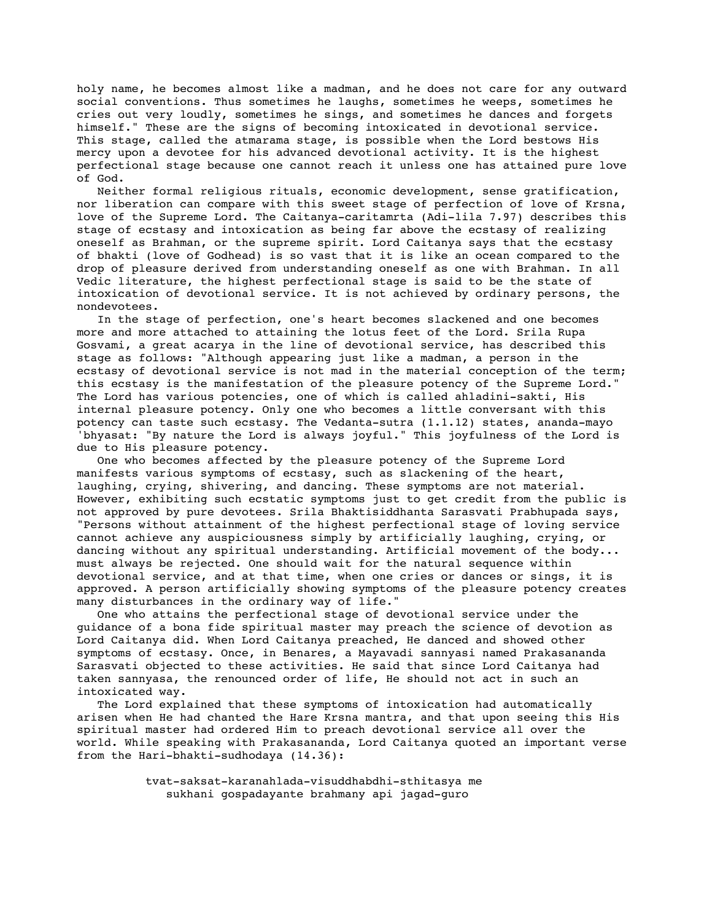holy name, he becomes almost like a madman, and he does not care for any outward social conventions. Thus sometimes he laughs, sometimes he weeps, sometimes he cries out very loudly, sometimes he sings, and sometimes he dances and forgets himself." These are the signs of becoming intoxicated in devotional service. This stage, called the atmarama stage, is possible when the Lord bestows His mercy upon a devotee for his advanced devotional activity. It is the highest perfectional stage because one cannot reach it unless one has attained pure love of God.

Neither formal religious rituals, economic development, sense gratification, nor liberation can compare with this sweet stage of perfection of love of Krsna, love of the Supreme Lord. The Caitanya-caritamrta (Adi-lila 7.97) describes this stage of ecstasy and intoxication as being far above the ecstasy of realizing oneself as Brahman, or the supreme spirit. Lord Caitanya says that the ecstasy of bhakti (love of Godhead) is so vast that it is like an ocean compared to the drop of pleasure derived from understanding oneself as one with Brahman. In all Vedic literature, the highest perfectional stage is said to be the state of intoxication of devotional service. It is not achieved by ordinary persons, the nondevotees.

In the stage of perfection, one's heart becomes slackened and one becomes more and more attached to attaining the lotus feet of the Lord. Srila Rupa Gosvami, a great acarya in the line of devotional service, has described this stage as follows: "Although appearing just like a madman, a person in the ecstasy of devotional service is not mad in the material conception of the term; this ecstasy is the manifestation of the pleasure potency of the Supreme Lord." The Lord has various potencies, one of which is called ahladini-sakti, His internal pleasure potency. Only one who becomes a little conversant with this potency can taste such ecstasy. The Vedanta-sutra (1.1.12) states, ananda-mayo 'bhyasat: "By nature the Lord is always joyful." This joyfulness of the Lord is due to His pleasure potency.

One who becomes affected by the pleasure potency of the Supreme Lord manifests various symptoms of ecstasy, such as slackening of the heart, laughing, crying, shivering, and dancing. These symptoms are not material. However, exhibiting such ecstatic symptoms just to get credit from the public is not approved by pure devotees. Srila Bhaktisiddhanta Sarasvati Prabhupada says, "Persons without attainment of the highest perfectional stage of loving service cannot achieve any auspiciousness simply by artificially laughing, crying, or dancing without any spiritual understanding. Artificial movement of the body... must always be rejected. One should wait for the natural sequence within devotional service, and at that time, when one cries or dances or sings, it is approved. A person artificially showing symptoms of the pleasure potency creates many disturbances in the ordinary way of life."

One who attains the perfectional stage of devotional service under the guidance of a bona fide spiritual master may preach the science of devotion as Lord Caitanya did. When Lord Caitanya preached, He danced and showed other symptoms of ecstasy. Once, in Benares, a Mayavadi sannyasi named Prakasananda Sarasvati objected to these activities. He said that since Lord Caitanya had taken sannyasa, the renounced order of life, He should not act in such an intoxicated way.

The Lord explained that these symptoms of intoxication had automatically arisen when He had chanted the Hare Krsna mantra, and that upon seeing this His spiritual master had ordered Him to preach devotional service all over the world. While speaking with Prakasananda, Lord Caitanya quoted an important verse from the Hari-bhakti-sudhodaya (14.36):

> tvat-saksat-karanahlada-visuddhabdhi-sthitasya me
> sukhani gospadayante brahmany api jagad-guro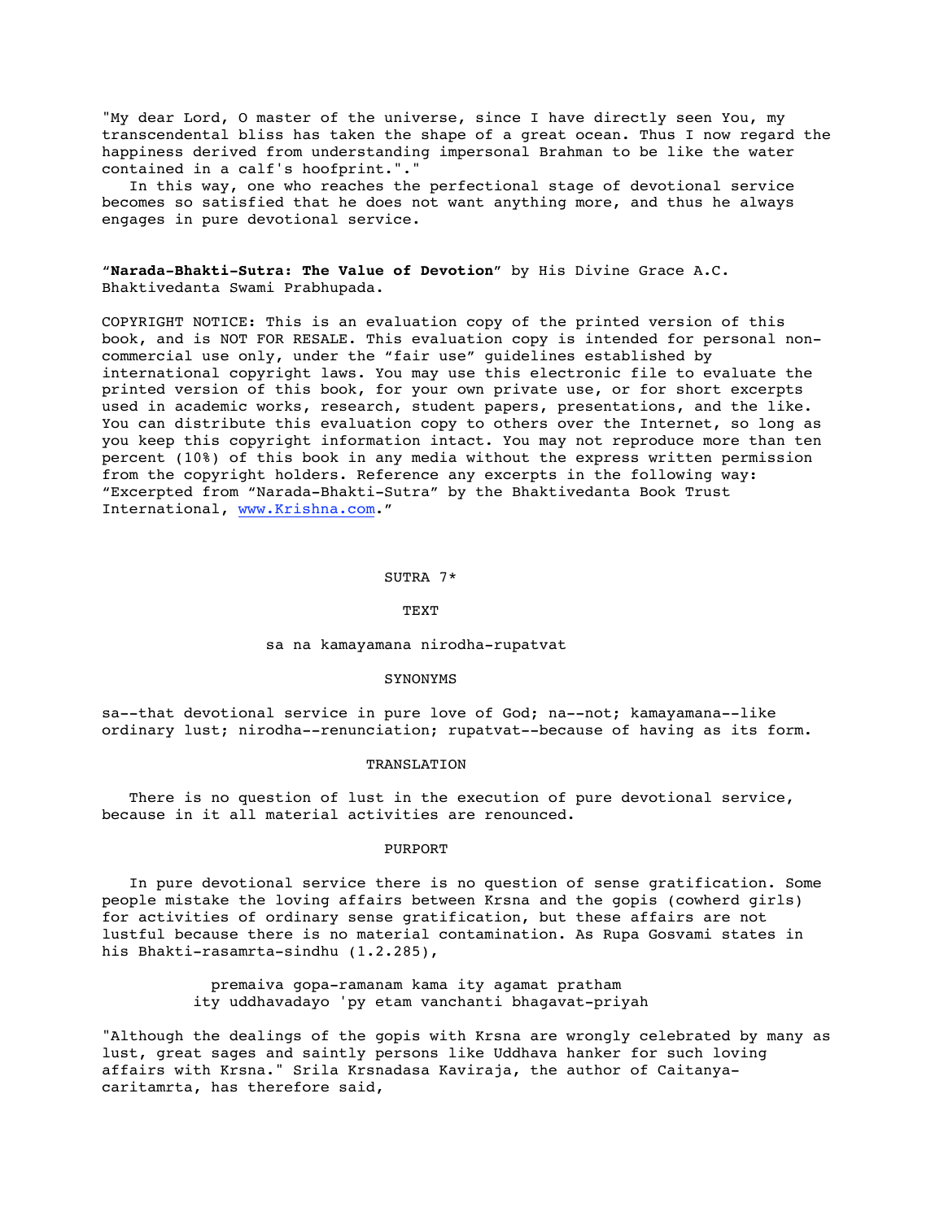"My dear Lord, O master of the universe, since I have directly seen You, my transcendental bliss has taken the shape of a great ocean. Thus I now regard the happiness derived from understanding impersonal Brahman to be like the water contained in a calf's hoofprint."."

In this way, one who reaches the perfectional stage of devotional service becomes so satisfied that he does not want anything more, and thus he always engages in pure devotional service.

"**Narada-Bhakti-Sutra: The Value of Devotion**" by His Divine Grace A.C. Bhaktivedanta Swami Prabhupada.

COPYRIGHT NOTICE: This is an evaluation copy of the printed version of this book, and is NOT FOR RESALE. This evaluation copy is intended for personal non-commercial use only, under the "fair use" guidelines established by international copyright laws. You may use this electronic file to evaluate the printed version of this book, for your own private use, or for short excerpts used in academic works, research, student papers, presentations, and the like. You can distribute this evaluation copy to others over the Internet, so long as you keep this copyright information intact. You may not reproduce more than ten percent (10%) of this book in any media without the express written permission from the copyright holders. Reference any excerpts in the following way: "Excerpted from "Narada-Bhakti-Sutra" by the Bhaktivedanta Book Trust International, www.Krishna.com."

## SUTRA 7*

### TEXT

sa na kamayamana nirodha-rupatvat

### SYNONYMS

sa--that devotional service in pure love of God; na--not; kamayamana--like ordinary lust; nirodha--renunciation; rupatvat--because of having as its form.

### TRANSLATION

There is no question of lust in the execution of pure devotional service, because in it all material activities are renounced.

### PURPORT

In pure devotional service there is no question of sense gratification. Some people mistake the loving affairs between Krsna and the gopis (cowherd girls) for activities of ordinary sense gratification, but these affairs are not lustful because there is no material contamination. As Rupa Gosvami states in his Bhakti-rasamrta-sindhu (1.2.285),

premaiva gopa-ramanam kama ity agamat pratham
ity uddhavadayo 'py etam vanchanti bhagavat-priyah

"Although the dealings of the gopis with Krsna are wrongly celebrated by many as lust, great sages and saintly persons like Uddhava hanker for such loving affairs with Krsna." Srila Krsnadasa Kaviraja, the author of Caitanya-caritamrta, has therefore said,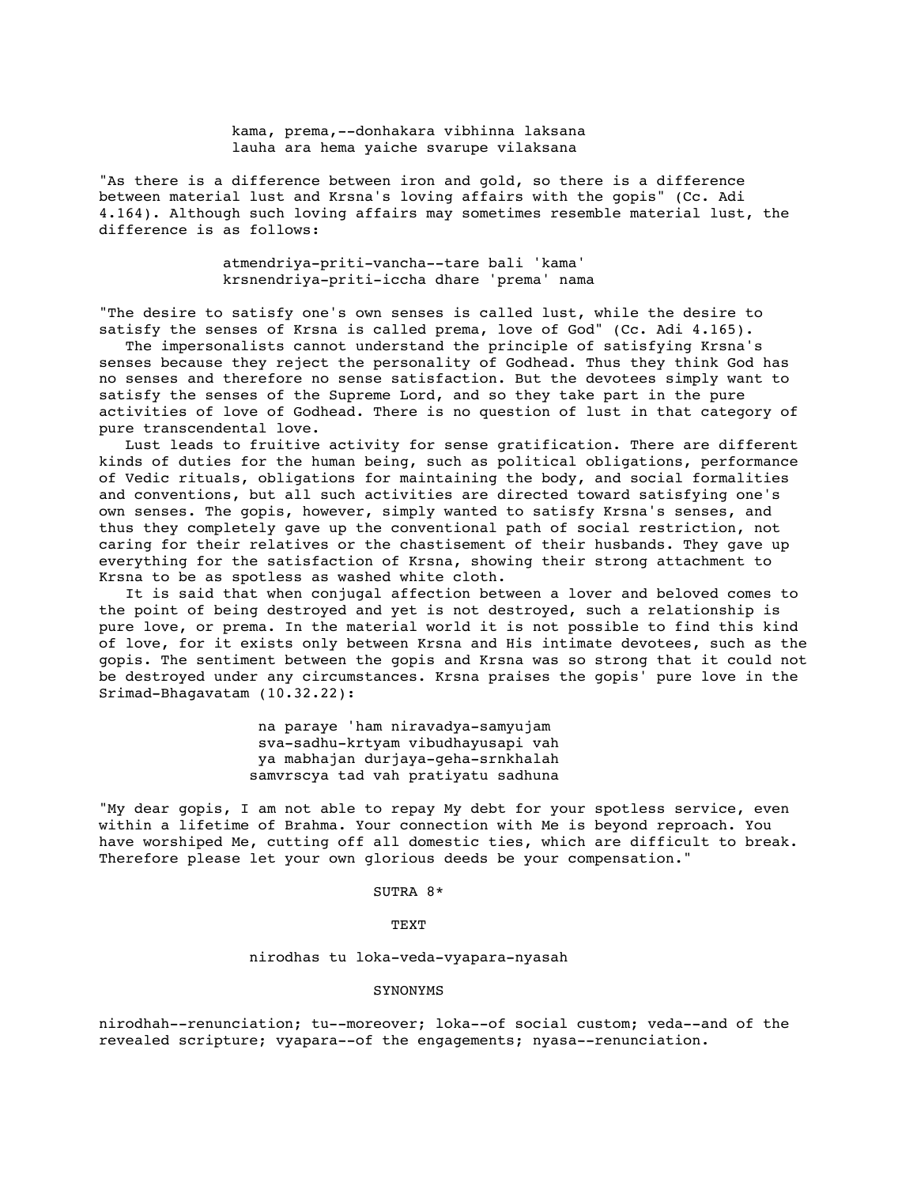kama, prema,--donhakara vibhinna laksana
lauha ara hema yaiche svarupe vilaksana

"As there is a difference between iron and gold, so there is a difference between material lust and Krsna's loving affairs with the gopis" (Cc. Adi 4.164). Although such loving affairs may sometimes resemble material lust, the difference is as follows:

atmendriya-priti-vancha--tare bali 'kama'
krsnendriya-priti-iccha dhare 'prema' nama

"The desire to satisfy one's own senses is called lust, while the desire to satisfy the senses of Krsna is called prema, love of God" (Cc. Adi 4.165).

The impersonalists cannot understand the principle of satisfying Krsna's senses because they reject the personality of Godhead. Thus they think God has no senses and therefore no sense satisfaction. But the devotees simply want to satisfy the senses of the Supreme Lord, and so they take part in the pure activities of love of Godhead. There is no question of lust in that category of pure transcendental love.

Lust leads to fruitive activity for sense gratification. There are different kinds of duties for the human being, such as political obligations, performance of Vedic rituals, obligations for maintaining the body, and social formalities and conventions, but all such activities are directed toward satisfying one's own senses. The gopis, however, simply wanted to satisfy Krsna's senses, and thus they completely gave up the conventional path of social restriction, not caring for their relatives or the chastisement of their husbands. They gave up everything for the satisfaction of Krsna, showing their strong attachment to Krsna to be as spotless as washed white cloth.

It is said that when conjugal affection between a lover and beloved comes to the point of being destroyed and yet is not destroyed, such a relationship is pure love, or prema. In the material world it is not possible to find this kind of love, for it exists only between Krsna and His intimate devotees, such as the gopis. The sentiment between the gopis and Krsna was so strong that it could not be destroyed under any circumstances. Krsna praises the gopis' pure love in the Srimad-Bhagavatam (10.32.22):

na paraye 'ham niravadya-samyujam
sva-sadhu-krtyam vibudhayusapi vah
ya mabhajan durjaya-geha-srnkhalah
samvrscya tad vah pratiyatu sadhuna

"My dear gopis, I am not able to repay My debt for your spotless service, even within a lifetime of Brahma. Your connection with Me is beyond reproach. You have worshiped Me, cutting off all domestic ties, which are difficult to break. Therefore please let your own glorious deeds be your compensation."

## SUTRA 8*

### TEXT

nirodhas tu loka-veda-vyapara-nyasah

### SYNONYMS

nirodhah--renunciation; tu--moreover; loka--of social custom; veda--and of the revealed scripture; vyapara--of the engagements; nyasa--renunciation.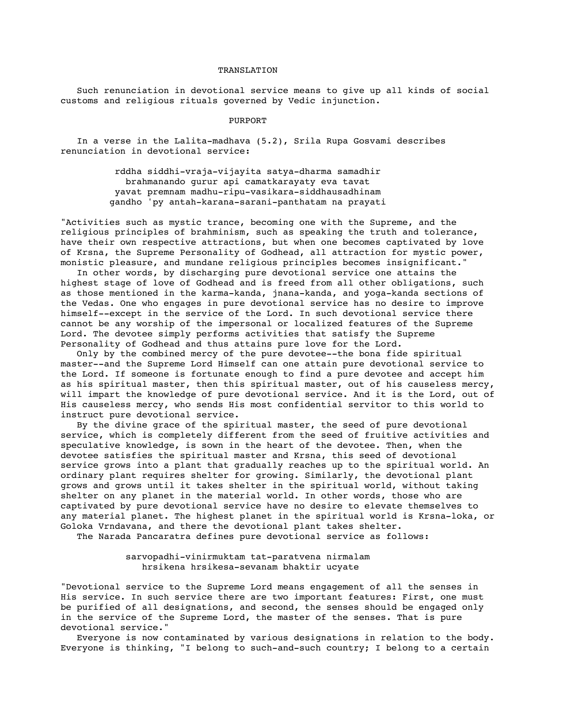TRANSLATION

Such renunciation in devotional service means to give up all kinds of social customs and religious rituals governed by Vedic injunction.

PURPORT

In a verse in the Lalita-madhava (5.2), Srila Rupa Gosvami describes renunciation in devotional service:

> rddha siddhi-vraja-vijayita satya-dharma samadhir
> brahmanando gurur api camatkarayaty eva tavat
> yavat premnam madhu-ripu-vasikara-siddhausadhinam
> gandho 'py antah-karana-sarani-panthatam na prayati

"Activities such as mystic trance, becoming one with the Supreme, and the religious principles of brahminism, such as speaking the truth and tolerance, have their own respective attractions, but when one becomes captivated by love of Krsna, the Supreme Personality of Godhead, all attraction for mystic power, monistic pleasure, and mundane religious principles becomes insignificant."

In other words, by discharging pure devotional service one attains the highest stage of love of Godhead and is freed from all other obligations, such as those mentioned in the karma-kanda, jnana-kanda, and yoga-kanda sections of the Vedas. One who engages in pure devotional service has no desire to improve himself--except in the service of the Lord. In such devotional service there cannot be any worship of the impersonal or localized features of the Supreme Lord. The devotee simply performs activities that satisfy the Supreme Personality of Godhead and thus attains pure love for the Lord.

Only by the combined mercy of the pure devotee--the bona fide spiritual master--and the Supreme Lord Himself can one attain pure devotional service to the Lord. If someone is fortunate enough to find a pure devotee and accept him as his spiritual master, then this spiritual master, out of his causeless mercy, will impart the knowledge of pure devotional service. And it is the Lord, out of His causeless mercy, who sends His most confidential servitor to this world to instruct pure devotional service.

By the divine grace of the spiritual master, the seed of pure devotional service, which is completely different from the seed of fruitive activities and speculative knowledge, is sown in the heart of the devotee. Then, when the devotee satisfies the spiritual master and Krsna, this seed of devotional service grows into a plant that gradually reaches up to the spiritual world. An ordinary plant requires shelter for growing. Similarly, the devotional plant grows and grows until it takes shelter in the spiritual world, without taking shelter on any planet in the material world. In other words, those who are captivated by pure devotional service have no desire to elevate themselves to any material planet. The highest planet in the spiritual world is Krsna-loka, or Goloka Vrndavana, and there the devotional plant takes shelter.

The Narada Pancaratra defines pure devotional service as follows:

> sarvopadhi-vinirmuktam tat-paratvena nirmalam
> hrsikena hrsikesa-sevanam bhaktir ucyate

"Devotional service to the Supreme Lord means engagement of all the senses in His service. In such service there are two important features: First, one must be purified of all designations, and second, the senses should be engaged only in the service of the Supreme Lord, the master of the senses. That is pure devotional service."

Everyone is now contaminated by various designations in relation to the body. Everyone is thinking, "I belong to such-and-such country; I belong to a certain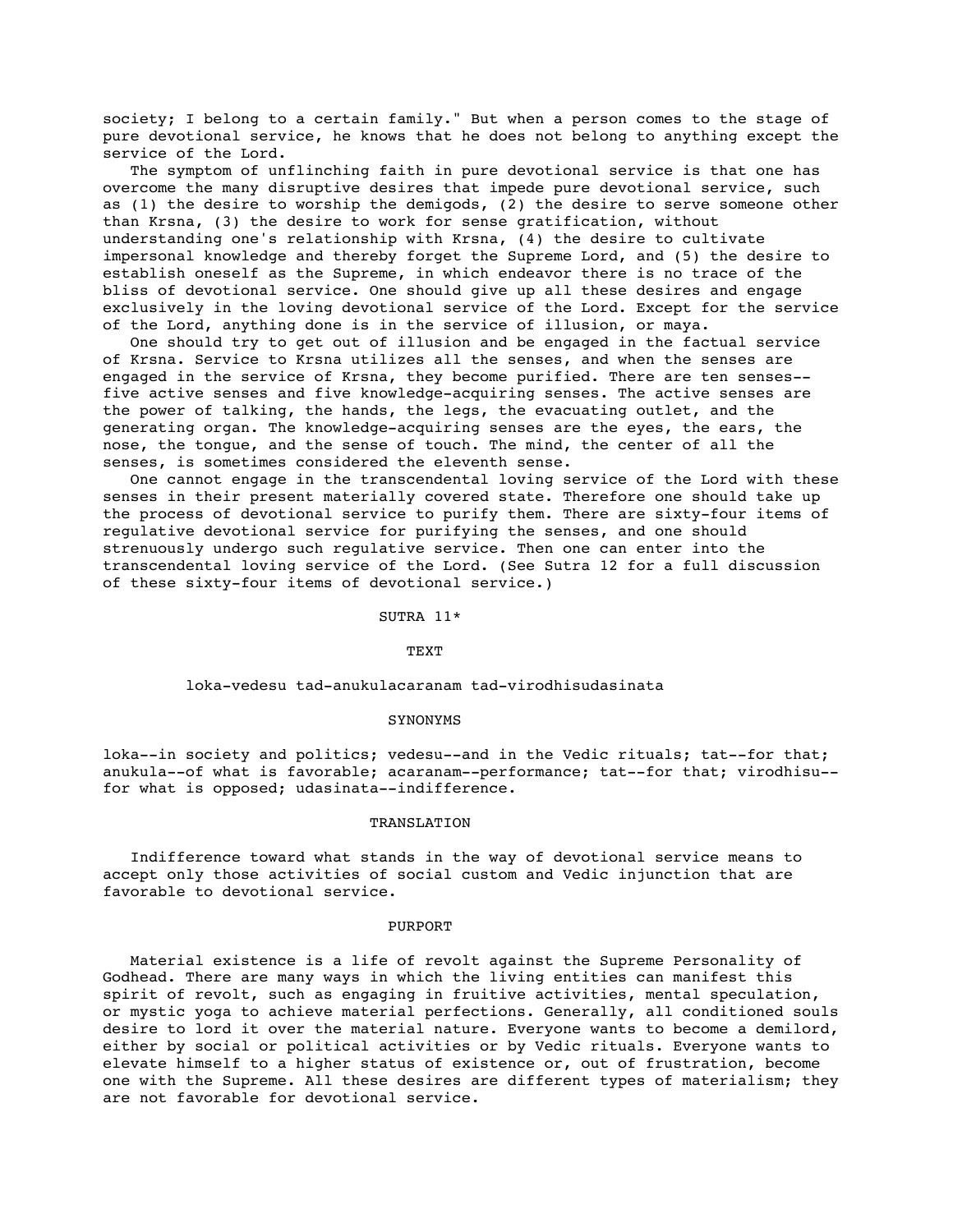society; I belong to a certain family." But when a person comes to the stage of pure devotional service, he knows that he does not belong to anything except the service of the Lord.

The symptom of unflinching faith in pure devotional service is that one has overcome the many disruptive desires that impede pure devotional service, such as (1) the desire to worship the demigods, (2) the desire to serve someone other than Krsna, (3) the desire to work for sense gratification, without understanding one's relationship with Krsna, (4) the desire to cultivate impersonal knowledge and thereby forget the Supreme Lord, and (5) the desire to establish oneself as the Supreme, in which endeavor there is no trace of the bliss of devotional service. One should give up all these desires and engage exclusively in the loving devotional service of the Lord. Except for the service of the Lord, anything done is in the service of illusion, or maya.

One should try to get out of illusion and be engaged in the factual service of Krsna. Service to Krsna utilizes all the senses, and when the senses are engaged in the service of Krsna, they become purified. There are ten senses--five active senses and five knowledge-acquiring senses. The active senses are the power of talking, the hands, the legs, the evacuating outlet, and the generating organ. The knowledge-acquiring senses are the eyes, the ears, the nose, the tongue, and the sense of touch. The mind, the center of all the senses, is sometimes considered the eleventh sense.

One cannot engage in the transcendental loving service of the Lord with these senses in their present materially covered state. Therefore one should take up the process of devotional service to purify them. There are sixty-four items of regulative devotional service for purifying the senses, and one should strenuously undergo such regulative service. Then one can enter into the transcendental loving service of the Lord. (See Sutra 12 for a full discussion of these sixty-four items of devotional service.)

## SUTRA 11*

### TEXT

loka-vedesu tad-anukulacaranam tad-virodhisudasinata

### SYNONYMS

loka--in society and politics; vedesu--and in the Vedic rituals; tat--for that; anukula--of what is favorable; acaranam--performance; tat--for that; virodhisu--for what is opposed; udasinata--indifference.

### TRANSLATION

Indifference toward what stands in the way of devotional service means to accept only those activities of social custom and Vedic injunction that are favorable to devotional service.

### PURPORT

Material existence is a life of revolt against the Supreme Personality of Godhead. There are many ways in which the living entities can manifest this spirit of revolt, such as engaging in fruitive activities, mental speculation, or mystic yoga to achieve material perfections. Generally, all conditioned souls desire to lord it over the material nature. Everyone wants to become a demilord, either by social or political activities or by Vedic rituals. Everyone wants to elevate himself to a higher status of existence or, out of frustration, become one with the Supreme. All these desires are different types of materialism; they are not favorable for devotional service.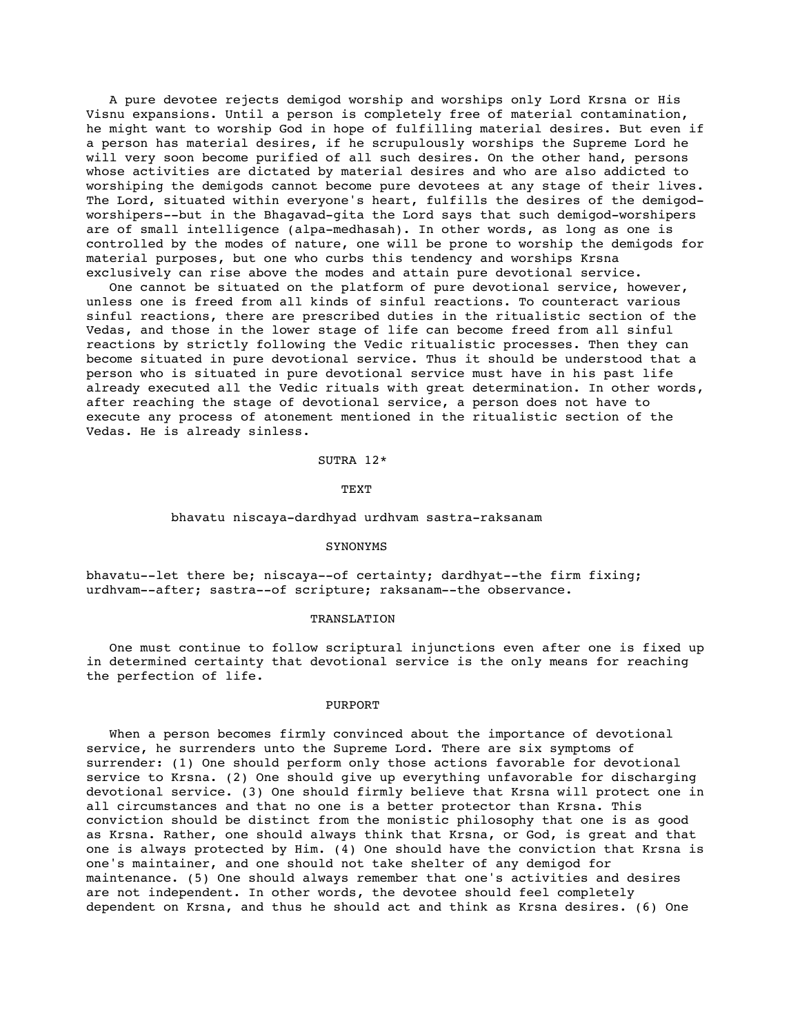A pure devotee rejects demigod worship and worships only Lord Krsna or His Visnu expansions. Until a person is completely free of material contamination, he might want to worship God in hope of fulfilling material desires. But even if a person has material desires, if he scrupulously worships the Supreme Lord he will very soon become purified of all such desires. On the other hand, persons whose activities are dictated by material desires and who are also addicted to worshiping the demigods cannot become pure devotees at any stage of their lives. The Lord, situated within everyone's heart, fulfills the desires of the demigod-worshipers--but in the Bhagavad-gita the Lord says that such demigod-worshipers are of small intelligence (alpa-medhasah). In other words, as long as one is controlled by the modes of nature, one will be prone to worship the demigods for material purposes, but one who curbs this tendency and worships Krsna exclusively can rise above the modes and attain pure devotional service.

One cannot be situated on the platform of pure devotional service, however, unless one is freed from all kinds of sinful reactions. To counteract various sinful reactions, there are prescribed duties in the ritualistic section of the Vedas, and those in the lower stage of life can become freed from all sinful reactions by strictly following the Vedic ritualistic processes. Then they can become situated in pure devotional service. Thus it should be understood that a person who is situated in pure devotional service must have in his past life already executed all the Vedic rituals with great determination. In other words, after reaching the stage of devotional service, a person does not have to execute any process of atonement mentioned in the ritualistic section of the Vedas. He is already sinless.

## SUTRA 12*

### TEXT

bhavatu niscaya-dardhyad urdhvam sastra-raksanam

### SYNONYMS

bhavatu--let there be; niscaya--of certainty; dardhyat--the firm fixing; urdhvam--after; sastra--of scripture; raksanam--the observance.

### TRANSLATION

One must continue to follow scriptural injunctions even after one is fixed up in determined certainty that devotional service is the only means for reaching the perfection of life.

### PURPORT

When a person becomes firmly convinced about the importance of devotional service, he surrenders unto the Supreme Lord. There are six symptoms of surrender: (1) One should perform only those actions favorable for devotional service to Krsna. (2) One should give up everything unfavorable for discharging devotional service. (3) One should firmly believe that Krsna will protect one in all circumstances and that no one is a better protector than Krsna. This conviction should be distinct from the monistic philosophy that one is as good as Krsna. Rather, one should always think that Krsna, or God, is great and that one is always protected by Him. (4) One should have the conviction that Krsna is one's maintainer, and one should not take shelter of any demigod for maintenance. (5) One should always remember that one's activities and desires are not independent. In other words, the devotee should feel completely dependent on Krsna, and thus he should act and think as Krsna desires. (6) One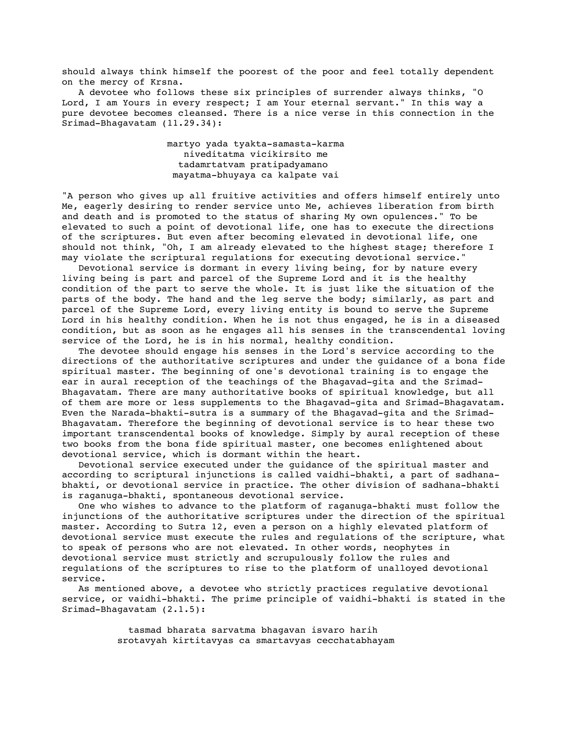should always think himself the poorest of the poor and feel totally dependent on the mercy of Krsna.

A devotee who follows these six principles of surrender always thinks, "O Lord, I am Yours in every respect; I am Your eternal servant." In this way a pure devotee becomes cleansed. There is a nice verse in this connection in the Srimad-Bhagavatam (11.29.34):

> martyo yada tyakta-samasta-karma
> niveditatma vicikirsito me
> tadamrtatvam pratipadyamano
> mayatma-bhuyaya ca kalpate vai

"A person who gives up all fruitive activities and offers himself entirely unto Me, eagerly desiring to render service unto Me, achieves liberation from birth and death and is promoted to the status of sharing My own opulences." To be elevated to such a point of devotional life, one has to execute the directions of the scriptures. But even after becoming elevated in devotional life, one should not think, "Oh, I am already elevated to the highest stage; therefore I may violate the scriptural regulations for executing devotional service."

Devotional service is dormant in every living being, for by nature every living being is part and parcel of the Supreme Lord and it is the healthy condition of the part to serve the whole. It is just like the situation of the parts of the body. The hand and the leg serve the body; similarly, as part and parcel of the Supreme Lord, every living entity is bound to serve the Supreme Lord in his healthy condition. When he is not thus engaged, he is in a diseased condition, but as soon as he engages all his senses in the transcendental loving service of the Lord, he is in his normal, healthy condition.

The devotee should engage his senses in the Lord's service according to the directions of the authoritative scriptures and under the guidance of a bona fide spiritual master. The beginning of one's devotional training is to engage the ear in aural reception of the teachings of the Bhagavad-gita and the Srimad-Bhagavatam. There are many authoritative books of spiritual knowledge, but all of them are more or less supplements to the Bhagavad-gita and Srimad-Bhagavatam. Even the Narada-bhakti-sutra is a summary of the Bhagavad-gita and the Srimad-Bhagavatam. Therefore the beginning of devotional service is to hear these two important transcendental books of knowledge. Simply by aural reception of these two books from the bona fide spiritual master, one becomes enlightened about devotional service, which is dormant within the heart.

Devotional service executed under the guidance of the spiritual master and according to scriptural injunctions is called vaidhi-bhakti, a part of sadhana-bhakti, or devotional service in practice. The other division of sadhana-bhakti is raganuga-bhakti, spontaneous devotional service.

One who wishes to advance to the platform of raganuga-bhakti must follow the injunctions of the authoritative scriptures under the direction of the spiritual master. According to Sutra 12, even a person on a highly elevated platform of devotional service must execute the rules and regulations of the scripture, what to speak of persons who are not elevated. In other words, neophytes in devotional service must strictly and scrupulously follow the rules and regulations of the scriptures to rise to the platform of unalloyed devotional service.

As mentioned above, a devotee who strictly practices regulative devotional service, or vaidhi-bhakti. The prime principle of vaidhi-bhakti is stated in the Srimad-Bhagavatam (2.1.5):

> tasmad bharata sarvatma bhagavan isvaro harih
> srotavyah kirtitavyas ca smartavyas cecchatabhayam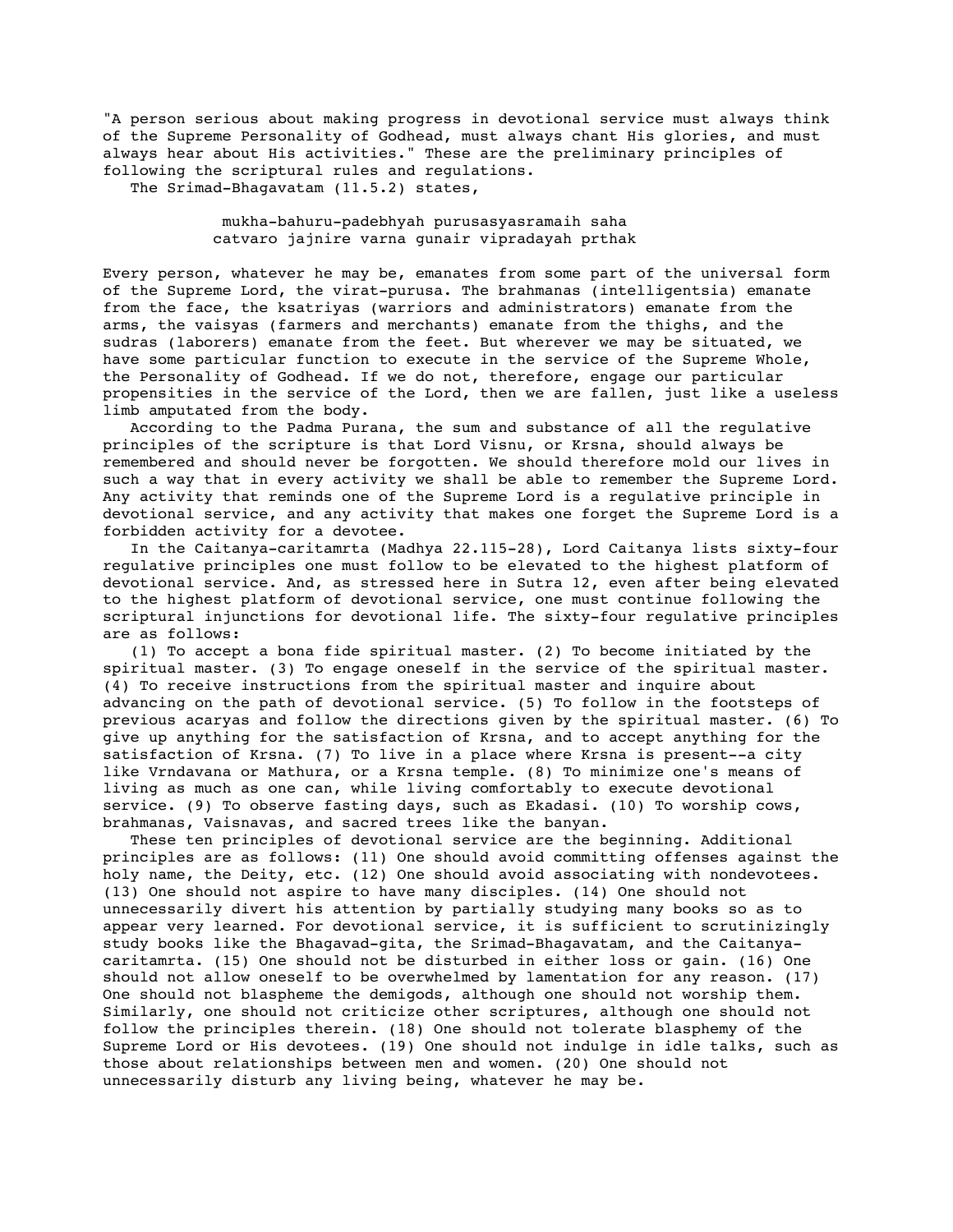"A person serious about making progress in devotional service must always think of the Supreme Personality of Godhead, must always chant His glories, and must always hear about His activities." These are the preliminary principles of following the scriptural rules and regulations.

The Srimad-Bhagavatam (11.5.2) states,

> mukha-bahuru-padebhyah purusasyasramaih saha
> catvaro jajnire varna gunair vipradayah prthak

Every person, whatever he may be, emanates from some part of the universal form of the Supreme Lord, the virat-purusa. The brahmanas (intelligentsia) emanate from the face, the ksatriyas (warriors and administrators) emanate from the arms, the vaisyas (farmers and merchants) emanate from the thighs, and the sudras (laborers) emanate from the feet. But wherever we may be situated, we have some particular function to execute in the service of the Supreme Whole, the Personality of Godhead. If we do not, therefore, engage our particular propensities in the service of the Lord, then we are fallen, just like a useless limb amputated from the body.

According to the Padma Purana, the sum and substance of all the regulative principles of the scripture is that Lord Visnu, or Krsna, should always be remembered and should never be forgotten. We should therefore mold our lives in such a way that in every activity we shall be able to remember the Supreme Lord. Any activity that reminds one of the Supreme Lord is a regulative principle in devotional service, and any activity that makes one forget the Supreme Lord is a forbidden activity for a devotee.

In the Caitanya-caritamrta (Madhya 22.115-28), Lord Caitanya lists sixty-four regulative principles one must follow to be elevated to the highest platform of devotional service. And, as stressed here in Sutra 12, even after being elevated to the highest platform of devotional service, one must continue following the scriptural injunctions for devotional life. The sixty-four regulative principles are as follows:

(1) To accept a bona fide spiritual master. (2) To become initiated by the spiritual master. (3) To engage oneself in the service of the spiritual master. (4) To receive instructions from the spiritual master and inquire about advancing on the path of devotional service. (5) To follow in the footsteps of previous acaryas and follow the directions given by the spiritual master. (6) To give up anything for the satisfaction of Krsna, and to accept anything for the satisfaction of Krsna. (7) To live in a place where Krsna is present--a city like Vrndavana or Mathura, or a Krsna temple. (8) To minimize one's means of living as much as one can, while living comfortably to execute devotional service. (9) To observe fasting days, such as Ekadasi. (10) To worship cows, brahmanas, Vaisnavas, and sacred trees like the banyan.

These ten principles of devotional service are the beginning. Additional principles are as follows: (11) One should avoid committing offenses against the holy name, the Deity, etc. (12) One should avoid associating with nondevotees. (13) One should not aspire to have many disciples. (14) One should not unnecessarily divert his attention by partially studying many books so as to appear very learned. For devotional service, it is sufficient to scrutinizingly study books like the Bhagavad-gita, the Srimad-Bhagavatam, and the Caitanya-caritamrta. (15) One should not be disturbed in either loss or gain. (16) One should not allow oneself to be overwhelmed by lamentation for any reason. (17) One should not blaspheme the demigods, although one should not worship them. Similarly, one should not criticize other scriptures, although one should not follow the principles therein. (18) One should not tolerate blasphemy of the Supreme Lord or His devotees. (19) One should not indulge in idle talks, such as those about relationships between men and women. (20) One should not unnecessarily disturb any living being, whatever he may be.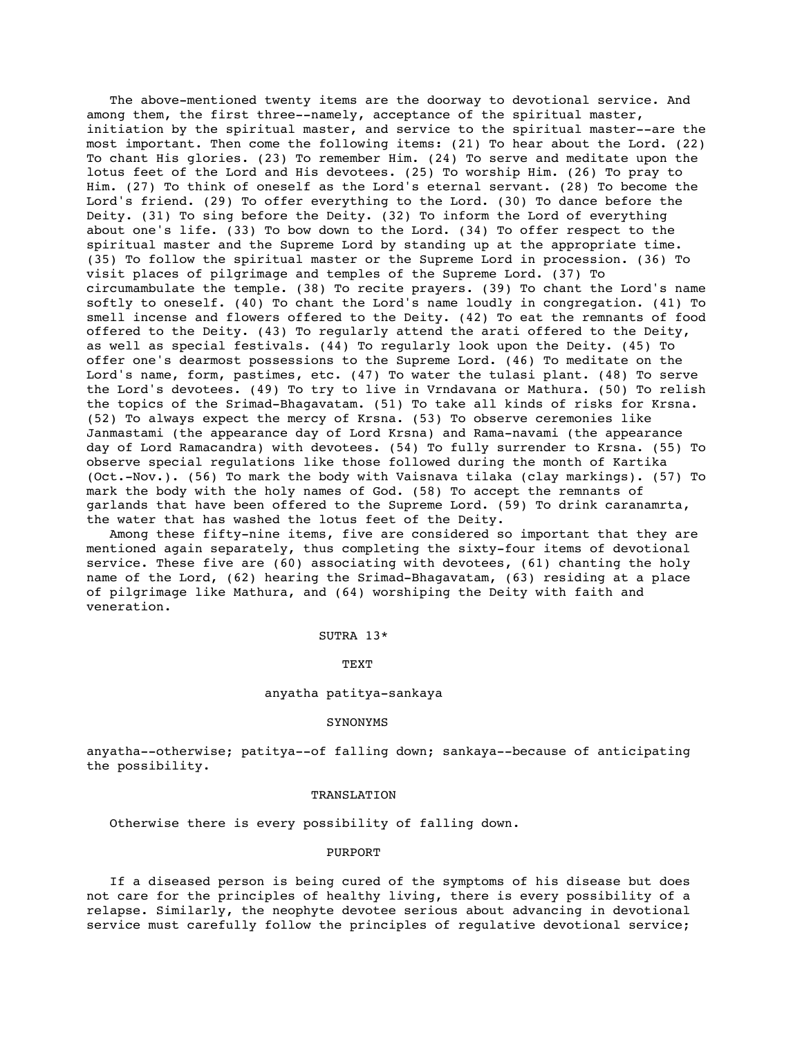The above-mentioned twenty items are the doorway to devotional service. And among them, the first three--namely, acceptance of the spiritual master, initiation by the spiritual master, and service to the spiritual master--are the most important. Then come the following items: (21) To hear about the Lord. (22) To chant His glories. (23) To remember Him. (24) To serve and meditate upon the lotus feet of the Lord and His devotees. (25) To worship Him. (26) To pray to Him. (27) To think of oneself as the Lord's eternal servant. (28) To become the Lord's friend. (29) To offer everything to the Lord. (30) To dance before the Deity. (31) To sing before the Deity. (32) To inform the Lord of everything about one's life. (33) To bow down to the Lord. (34) To offer respect to the spiritual master and the Supreme Lord by standing up at the appropriate time. (35) To follow the spiritual master or the Supreme Lord in procession. (36) To visit places of pilgrimage and temples of the Supreme Lord. (37) To circumambulate the temple. (38) To recite prayers. (39) To chant the Lord's name softly to oneself. (40) To chant the Lord's name loudly in congregation. (41) To smell incense and flowers offered to the Deity. (42) To eat the remnants of food offered to the Deity. (43) To regularly attend the arati offered to the Deity, as well as special festivals. (44) To regularly look upon the Deity. (45) To offer one's dearmost possessions to the Supreme Lord. (46) To meditate on the Lord's name, form, pastimes, etc. (47) To water the tulasi plant. (48) To serve the Lord's devotees. (49) To try to live in Vrndavana or Mathura. (50) To relish the topics of the Srimad-Bhagavatam. (51) To take all kinds of risks for Krsna. (52) To always expect the mercy of Krsna. (53) To observe ceremonies like Janmastami (the appearance day of Lord Krsna) and Rama-navami (the appearance day of Lord Ramacandra) with devotees. (54) To fully surrender to Krsna. (55) To observe special regulations like those followed during the month of Kartika (Oct.-Nov.). (56) To mark the body with Vaisnava tilaka (clay markings). (57) To mark the body with the holy names of God. (58) To accept the remnants of garlands that have been offered to the Supreme Lord. (59) To drink caranamrta, the water that has washed the lotus feet of the Deity.

Among these fifty-nine items, five are considered so important that they are mentioned again separately, thus completing the sixty-four items of devotional service. These five are (60) associating with devotees, (61) chanting the holy name of the Lord, (62) hearing the Srimad-Bhagavatam, (63) residing at a place of pilgrimage like Mathura, and (64) worshiping the Deity with faith and veneration.

## SUTRA 13*

### TEXT

anyatha patitya-sankaya

### SYNONYMS

anyatha--otherwise; patitya--of falling down; sankaya--because of anticipating the possibility.

### TRANSLATION

Otherwise there is every possibility of falling down.

### PURPORT

If a diseased person is being cured of the symptoms of his disease but does not care for the principles of healthy living, there is every possibility of a relapse. Similarly, the neophyte devotee serious about advancing in devotional service must carefully follow the principles of regulative devotional service;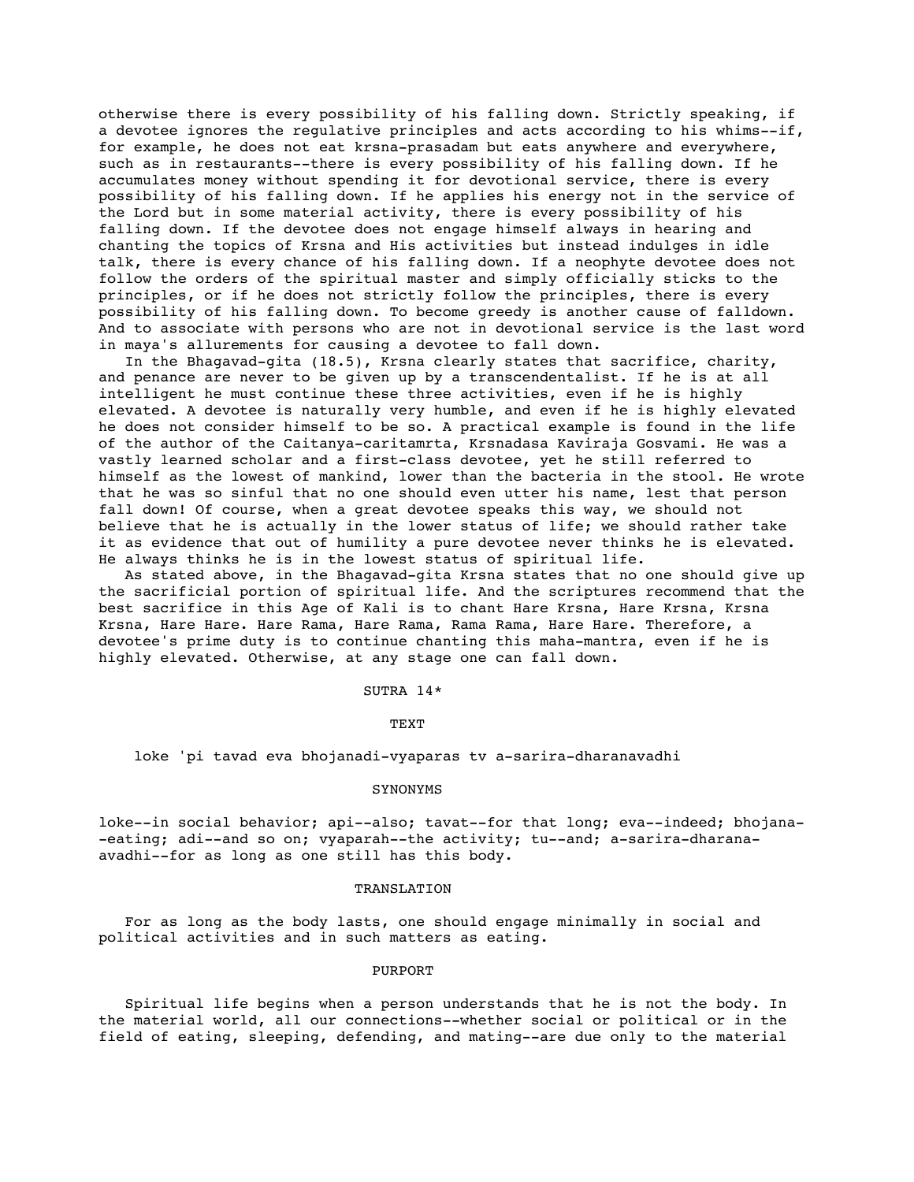otherwise there is every possibility of his falling down. Strictly speaking, if a devotee ignores the regulative principles and acts according to his whims--if, for example, he does not eat krsna-prasadam but eats anywhere and everywhere, such as in restaurants--there is every possibility of his falling down. If he accumulates money without spending it for devotional service, there is every possibility of his falling down. If he applies his energy not in the service of the Lord but in some material activity, there is every possibility of his falling down. If the devotee does not engage himself always in hearing and chanting the topics of Krsna and His activities but instead indulges in idle talk, there is every chance of his falling down. If a neophyte devotee does not follow the orders of the spiritual master and simply officially sticks to the principles, or if he does not strictly follow the principles, there is every possibility of his falling down. To become greedy is another cause of falldown. And to associate with persons who are not in devotional service is the last word in maya's allurements for causing a devotee to fall down.

In the Bhagavad-gita (18.5), Krsna clearly states that sacrifice, charity, and penance are never to be given up by a transcendentalist. If he is at all intelligent he must continue these three activities, even if he is highly elevated. A devotee is naturally very humble, and even if he is highly elevated he does not consider himself to be so. A practical example is found in the life of the author of the Caitanya-caritamrta, Krsnadasa Kaviraja Gosvami. He was a vastly learned scholar and a first-class devotee, yet he still referred to himself as the lowest of mankind, lower than the bacteria in the stool. He wrote that he was so sinful that no one should even utter his name, lest that person fall down! Of course, when a great devotee speaks this way, we should not believe that he is actually in the lower status of life; we should rather take it as evidence that out of humility a pure devotee never thinks he is elevated. He always thinks he is in the lowest status of spiritual life.

As stated above, in the Bhagavad-gita Krsna states that no one should give up the sacrificial portion of spiritual life. And the scriptures recommend that the best sacrifice in this Age of Kali is to chant Hare Krsna, Hare Krsna, Krsna Krsna, Hare Hare. Hare Rama, Hare Rama, Rama Rama, Hare Hare. Therefore, a devotee's prime duty is to continue chanting this maha-mantra, even if he is highly elevated. Otherwise, at any stage one can fall down.

## SUTRA 14*

### TEXT

loke 'pi tavad eva bhojanadi-vyaparas tv a-sarira-dharanavadhi

### SYNONYMS

loke--in social behavior; api--also; tavat--for that long; eva--indeed; bhojana--eating; adi--and so on; vyaparah--the activity; tu--and; a-sarira-dharana-avadhi--for as long as one still has this body.

### TRANSLATION

For as long as the body lasts, one should engage minimally in social and political activities and in such matters as eating.

### PURPORT

Spiritual life begins when a person understands that he is not the body. In the material world, all our connections--whether social or political or in the field of eating, sleeping, defending, and mating--are due only to the material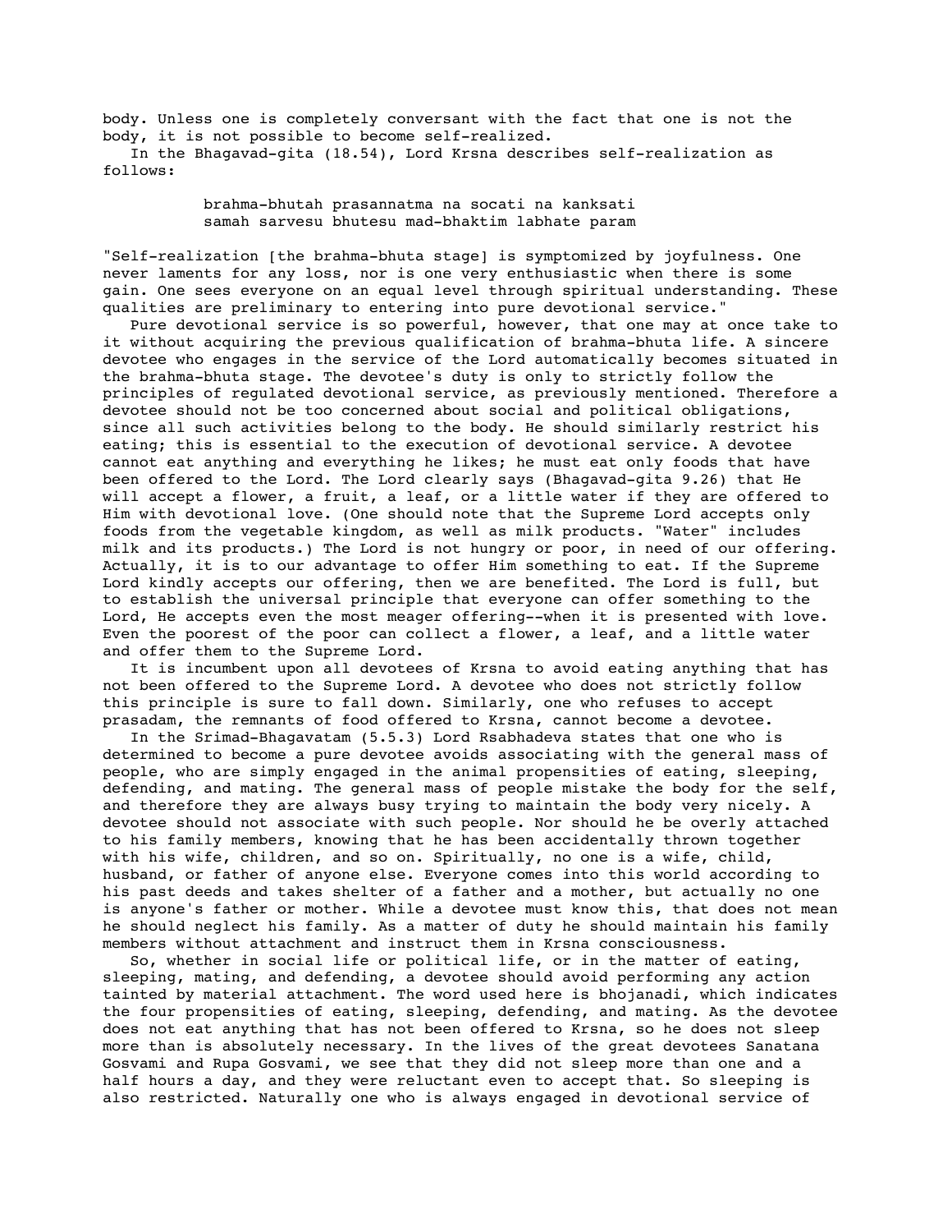body. Unless one is completely conversant with the fact that one is not the body, it is not possible to become self-realized.

In the Bhagavad-gita (18.54), Lord Krsna describes self-realization as follows:

> brahma-bhutah prasannatma na socati na kanksati
> samah sarvesu bhutesu mad-bhaktim labhate param

"Self-realization [the brahma-bhuta stage] is symptomized by joyfulness. One never laments for any loss, nor is one very enthusiastic when there is some gain. One sees everyone on an equal level through spiritual understanding. These qualities are preliminary to entering into pure devotional service."

Pure devotional service is so powerful, however, that one may at once take to it without acquiring the previous qualification of brahma-bhuta life. A sincere devotee who engages in the service of the Lord automatically becomes situated in the brahma-bhuta stage. The devotee's duty is only to strictly follow the principles of regulated devotional service, as previously mentioned. Therefore a devotee should not be too concerned about social and political obligations, since all such activities belong to the body. He should similarly restrict his eating; this is essential to the execution of devotional service. A devotee cannot eat anything and everything he likes; he must eat only foods that have been offered to the Lord. The Lord clearly says (Bhagavad-gita 9.26) that He will accept a flower, a fruit, a leaf, or a little water if they are offered to Him with devotional love. (One should note that the Supreme Lord accepts only foods from the vegetable kingdom, as well as milk products. "Water" includes milk and its products.) The Lord is not hungry or poor, in need of our offering. Actually, it is to our advantage to offer Him something to eat. If the Supreme Lord kindly accepts our offering, then we are benefited. The Lord is full, but to establish the universal principle that everyone can offer something to the Lord, He accepts even the most meager offering--when it is presented with love. Even the poorest of the poor can collect a flower, a leaf, and a little water and offer them to the Supreme Lord.

It is incumbent upon all devotees of Krsna to avoid eating anything that has not been offered to the Supreme Lord. A devotee who does not strictly follow this principle is sure to fall down. Similarly, one who refuses to accept prasadam, the remnants of food offered to Krsna, cannot become a devotee.

In the Srimad-Bhagavatam (5.5.3) Lord Rsabhadeva states that one who is determined to become a pure devotee avoids associating with the general mass of people, who are simply engaged in the animal propensities of eating, sleeping, defending, and mating. The general mass of people mistake the body for the self, and therefore they are always busy trying to maintain the body very nicely. A devotee should not associate with such people. Nor should he be overly attached to his family members, knowing that he has been accidentally thrown together with his wife, children, and so on. Spiritually, no one is a wife, child, husband, or father of anyone else. Everyone comes into this world according to his past deeds and takes shelter of a father and a mother, but actually no one is anyone's father or mother. While a devotee must know this, that does not mean he should neglect his family. As a matter of duty he should maintain his family members without attachment and instruct them in Krsna consciousness.

So, whether in social life or political life, or in the matter of eating, sleeping, mating, and defending, a devotee should avoid performing any action tainted by material attachment. The word used here is bhojanadi, which indicates the four propensities of eating, sleeping, defending, and mating. As the devotee does not eat anything that has not been offered to Krsna, so he does not sleep more than is absolutely necessary. In the lives of the great devotees Sanatana Gosvami and Rupa Gosvami, we see that they did not sleep more than one and a half hours a day, and they were reluctant even to accept that. So sleeping is also restricted. Naturally one who is always engaged in devotional service of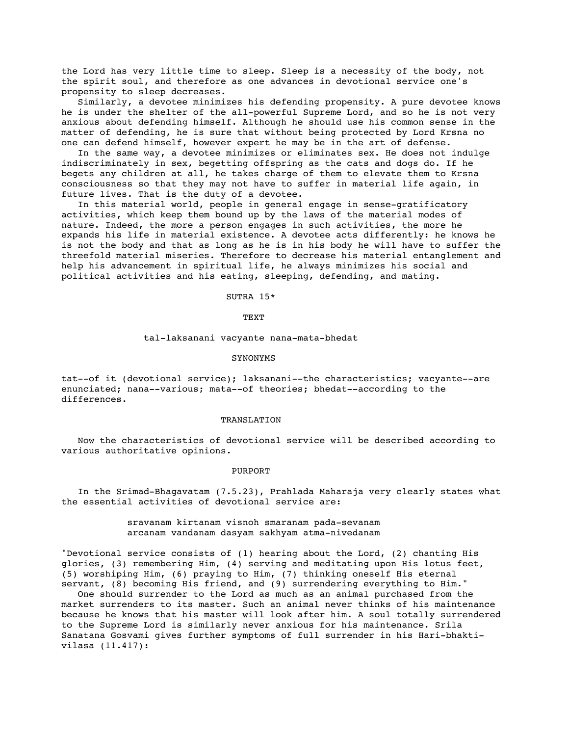the Lord has very little time to sleep. Sleep is a necessity of the body, not the spirit soul, and therefore as one advances in devotional service one's propensity to sleep decreases.

Similarly, a devotee minimizes his defending propensity. A pure devotee knows he is under the shelter of the all-powerful Supreme Lord, and so he is not very anxious about defending himself. Although he should use his common sense in the matter of defending, he is sure that without being protected by Lord Krsna no one can defend himself, however expert he may be in the art of defense.

In the same way, a devotee minimizes or eliminates sex. He does not indulge indiscriminately in sex, begetting offspring as the cats and dogs do. If he begets any children at all, he takes charge of them to elevate them to Krsna consciousness so that they may not have to suffer in material life again, in future lives. That is the duty of a devotee.

In this material world, people in general engage in sense-gratificatory activities, which keep them bound up by the laws of the material modes of nature. Indeed, the more a person engages in such activities, the more he expands his life in material existence. A devotee acts differently: he knows he is not the body and that as long as he is in his body he will have to suffer the threefold material miseries. Therefore to decrease his material entanglement and help his advancement in spiritual life, he always minimizes his social and political activities and his eating, sleeping, defending, and mating.

## SUTRA 15*

### TEXT

tal-laksanani vacyante nana-mata-bhedat

### SYNONYMS

tat--of it (devotional service); laksanani--the characteristics; vacyante--are enunciated; nana--various; mata--of theories; bhedat--according to the differences.

### TRANSLATION

Now the characteristics of devotional service will be described according to various authoritative opinions.

### PURPORT

In the Srimad-Bhagavatam (7.5.23), Prahlada Maharaja very clearly states what the essential activities of devotional service are:

> sravanam kirtanam visnoh smaranam pada-sevanam
> arcanam vandanam dasyam sakhyam atma-nivedanam

"Devotional service consists of (1) hearing about the Lord, (2) chanting His glories, (3) remembering Him, (4) serving and meditating upon His lotus feet, (5) worshiping Him, (6) praying to Him, (7) thinking oneself His eternal servant, (8) becoming His friend, and (9) surrendering everything to Him."

One should surrender to the Lord as much as an animal purchased from the market surrenders to its master. Such an animal never thinks of his maintenance because he knows that his master will look after him. A soul totally surrendered to the Supreme Lord is similarly never anxious for his maintenance. Srila Sanatana Gosvami gives further symptoms of full surrender in his Hari-bhakti-vilasa (11.417):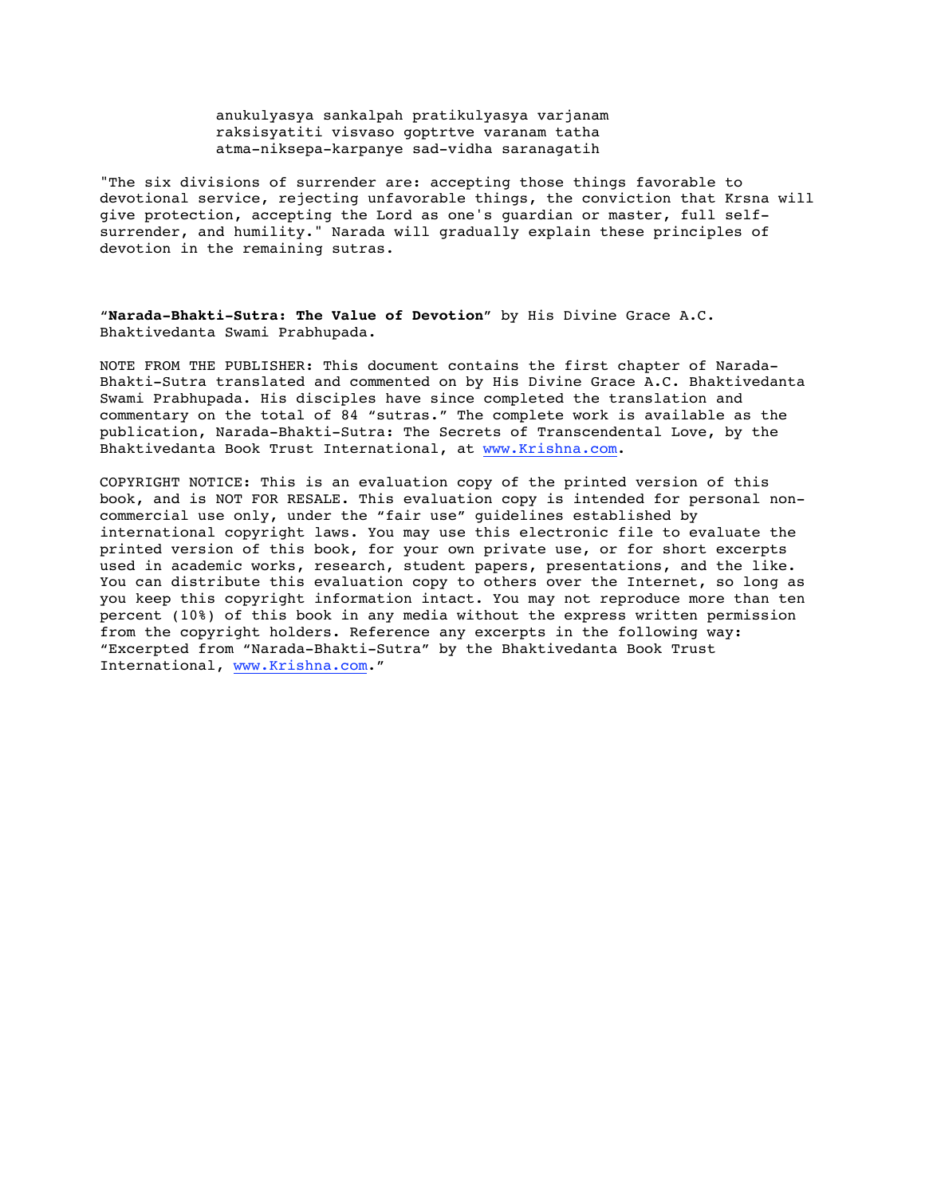anukulyasya sankalpah pratikulyasya varjanam  
raksisyatiti visvaso goptrtve varanam tatha  
atma-niksepa-karpanye sad-vidha saranagatih

"The six divisions of surrender are: accepting those things favorable to devotional service, rejecting unfavorable things, the conviction that Krsna will give protection, accepting the Lord as one's guardian or master, full self-surrender, and humility." Narada will gradually explain these principles of devotion in the remaining sutras.

"**Narada-Bhakti-Sutra: The Value of Devotion**" by His Divine Grace A.C. Bhaktivedanta Swami Prabhupada.

NOTE FROM THE PUBLISHER: This document contains the first chapter of Narada-Bhakti-Sutra translated and commented on by His Divine Grace A.C. Bhaktivedanta Swami Prabhupada. His disciples have since completed the translation and commentary on the total of 84 "sutras." The complete work is available as the publication, Narada-Bhakti-Sutra: The Secrets of Transcendental Love, by the Bhaktivedanta Book Trust International, at www.Krishna.com.

COPYRIGHT NOTICE: This is an evaluation copy of the printed version of this book, and is NOT FOR RESALE. This evaluation copy is intended for personal non-commercial use only, under the "fair use" guidelines established by international copyright laws. You may use this electronic file to evaluate the printed version of this book, for your own private use, or for short excerpts used in academic works, research, student papers, presentations, and the like. You can distribute this evaluation copy to others over the Internet, so long as you keep this copyright information intact. You may not reproduce more than ten percent (10%) of this book in any media without the express written permission from the copyright holders. Reference any excerpts in the following way: "Excerpted from "Narada-Bhakti-Sutra" by the Bhaktivedanta Book Trust International, www.Krishna.com."